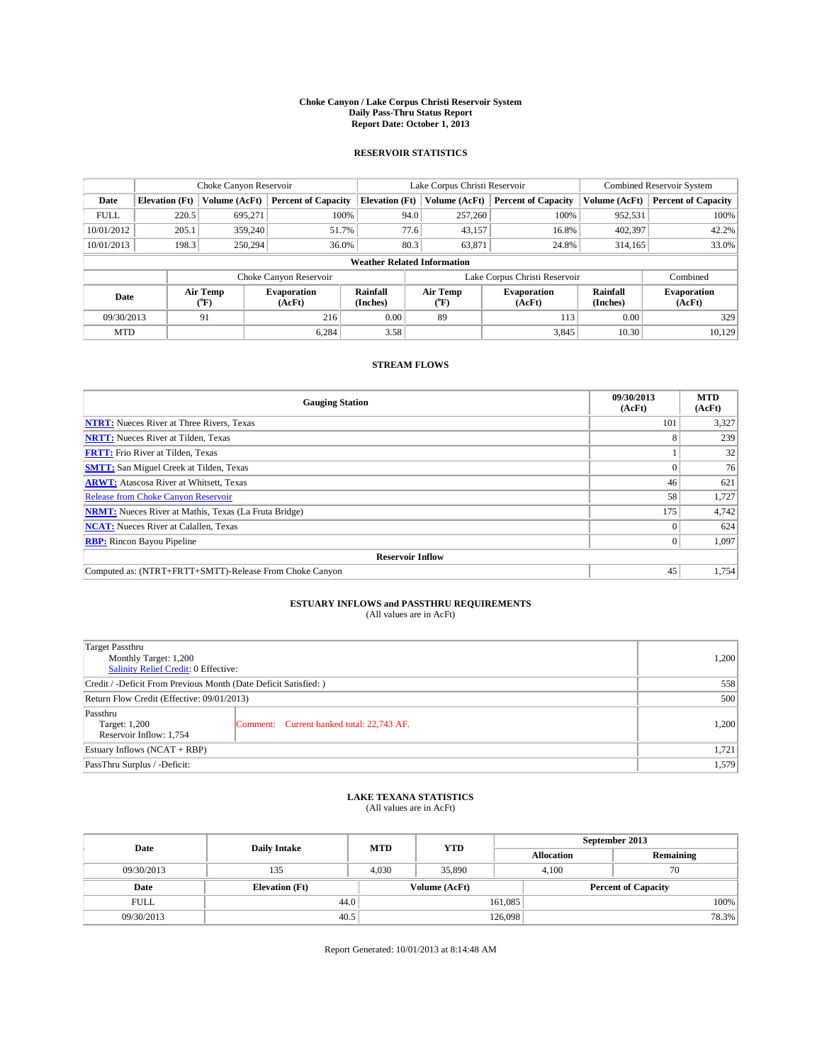**Choke Canyon / Lake Corpus Christi Reservoir System**
**Daily Pass-Thru Status Report**
**Report Date: October 1, 2013**

## RESERVOIR STATISTICS

| | Choke Canyon Reservoir | | | Lake Corpus Christi Reservoir | | | Combined Reservoir System | |
|---|---|---|---|---|---|---|---|---|
| **Date** | **Elevation (Ft)** | **Volume (AcFt)** | **Percent of Capacity** | **Elevation (Ft)** | **Volume (AcFt)** | **Percent of Capacity** | **Volume (AcFt)** | **Percent of Capacity** |
| FULL | 220.5 | 695,271 | 100% | 94.0 | 257,260 | 100% | 952,531 | 100% |
| 10/01/2012 | 205.1 | 359,240 | 51.7% | 77.6 | 43,157 | 16.8% | 402,397 | 42.2% |
| 10/01/2013 | 198.3 | 250,294 | 36.0% | 80.3 | 63,871 | 24.8% | 314,165 | 33.0% |

**Weather Related Information**

| | Choke Canyon Reservoir | | | Lake Corpus Christi Reservoir | | | Combined |
|---|---|---|---|---|---|---|---|
| **Date** | **Air Temp (°F)** | **Evaporation (AcFt)** | **Rainfall (Inches)** | **Air Temp (°F)** | **Evaporation (AcFt)** | **Rainfall (Inches)** | **Evaporation (AcFt)** |
| 09/30/2013 | 91 | 216 | 0.00 | 89 | 113 | 0.00 | 329 |
| MTD | | 6,284 | 3.58 | | 3,845 | 10.30 | 10,129 |

## STREAM FLOWS

| Gauging Station | 09/30/2013 (AcFt) | MTD (AcFt) |
|---|---|---|
| **NTRT:** Nueces River at Three Rivers, Texas | 101 | 3,327 |
| **NRTT:** Nueces River at Tilden, Texas | 8 | 239 |
| **FRTT:** Frio River at Tilden, Texas | 1 | 32 |
| **SMTT:** San Miguel Creek at Tilden, Texas | 0 | 76 |
| **ARWT:** Atascosa River at Whitsett, Texas | 46 | 621 |
| Release from Choke Canyon Reservoir | 58 | 1,727 |
| **NRMT:** Nueces River at Mathis, Texas (La Fruta Bridge) | 175 | 4,742 |
| **NCAT:** Nueces River at Calallen, Texas | 0 | 624 |
| **RBP:** Rincon Bayou Pipeline | 0 | 1,097 |
| **Reservoir Inflow** | | |
| Computed as: (NTRT+FRTT+SMTT)-Release From Choke Canyon | 45 | 1,754 |

## ESTUARY INFLOWS and PASSTHRU REQUIREMENTS

(All values are in AcFt)

| | | |
|---|---|---|
| Target Passthru<br>Monthly Target: 1,200<br>Salinity Relief Credit: 0 Effective: | | 1,200 |
| Credit / -Deficit From Previous Month (Date Deficit Satisfied: ) | | 558 |
| Return Flow Credit (Effective: 09/01/2013) | | 500 |
| Passthru<br>Target: 1,200<br>Reservoir Inflow: 1,754 | Comment: Current banked total: 22,743 AF. | 1,200 |
| Estuary Inflows (NCAT + RBP) | | 1,721 |
| PassThru Surplus / -Deficit: | | 1,579 |

## LAKE TEXANA STATISTICS

(All values are in AcFt)

| Date | Daily Intake | MTD | YTD | September 2013 Allocation | September 2013 Remaining |
|---|---|---|---|---|---|
| 09/30/2013 | 135 | 4,030 | 35,890 | 4,100 | 70 |

| Date | Elevation (Ft) | Volume (AcFt) | Percent of Capacity |
|---|---|---|---|
| FULL | 44.0 | 161,085 | 100% |
| 09/30/2013 | 40.5 | 126,098 | 78.3% |

Report Generated: 10/01/2013 at 8:14:48 AM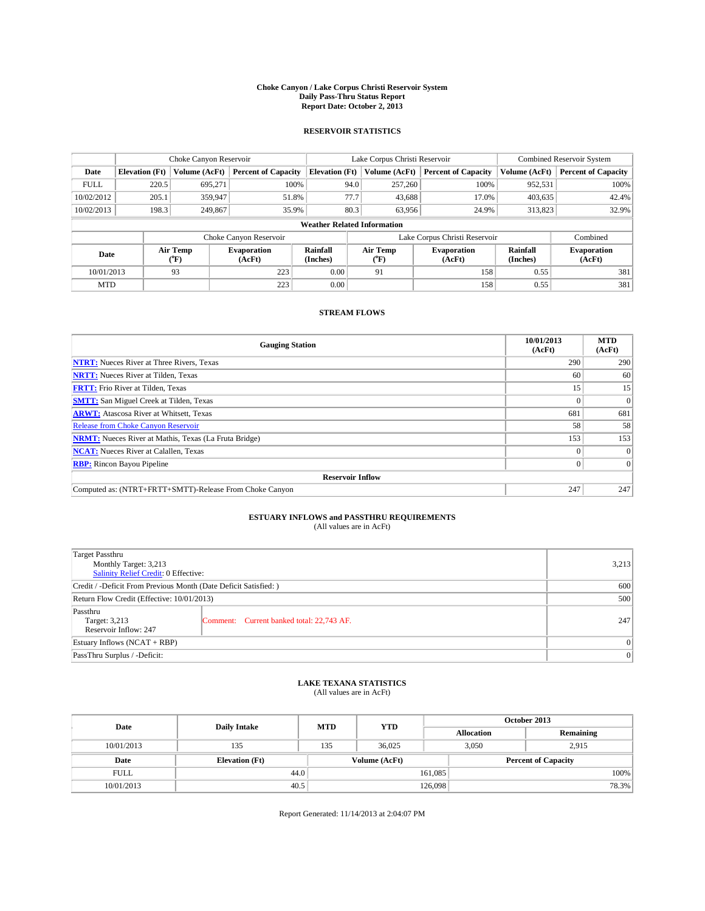**Choke Canyon / Lake Corpus Christi Reservoir System**
**Daily Pass-Thru Status Report**
**Report Date: October 2, 2013**

## RESERVOIR STATISTICS

| | Choke Canyon Reservoir | | | Lake Corpus Christi Reservoir | | | Combined Reservoir System | |
|---|---|---|---|---|---|---|---|---|
| **Date** | **Elevation (Ft)** | **Volume (AcFt)** | **Percent of Capacity** | **Elevation (Ft)** | **Volume (AcFt)** | **Percent of Capacity** | **Volume (AcFt)** | **Percent of Capacity** |
| FULL | 220.5 | 695,271 | 100% | 94.0 | 257,260 | 100% | 952,531 | 100% |
| 10/02/2012 | 205.1 | 359,947 | 51.8% | 77.7 | 43,688 | 17.0% | 403,635 | 42.4% |
| 10/02/2013 | 198.3 | 249,867 | 35.9% | 80.3 | 63,956 | 24.9% | 313,823 | 32.9% |

**Weather Related Information**

| | Choke Canyon Reservoir | | | Lake Corpus Christi Reservoir | | | Combined |
|---|---|---|---|---|---|---|---|
| **Date** | **Air Temp (°F)** | **Evaporation (AcFt)** | **Rainfall (Inches)** | **Air Temp (°F)** | **Evaporation (AcFt)** | **Rainfall (Inches)** | **Evaporation (AcFt)** |
| 10/01/2013 | 93 | 223 | 0.00 | 91 | 158 | 0.55 | 381 |
| MTD | | 223 | 0.00 | | 158 | 0.55 | 381 |

## STREAM FLOWS

| Gauging Station | 10/01/2013 (AcFt) | MTD (AcFt) |
|---|---|---|
| **NTRT:** Nueces River at Three Rivers, Texas | 290 | 290 |
| **NRTT:** Nueces River at Tilden, Texas | 60 | 60 |
| **FRTT:** Frio River at Tilden, Texas | 15 | 15 |
| **SMTT:** San Miguel Creek at Tilden, Texas | 0 | 0 |
| **ARWT:** Atascosa River at Whitsett, Texas | 681 | 681 |
| Release from Choke Canyon Reservoir | 58 | 58 |
| **NRMT:** Nueces River at Mathis, Texas (La Fruta Bridge) | 153 | 153 |
| **NCAT:** Nueces River at Calallen, Texas | 0 | 0 |
| **RBP:** Rincon Bayou Pipeline | 0 | 0 |
| **Reservoir Inflow** | | |
| Computed as: (NTRT+FRTT+SMTT)-Release From Choke Canyon | 247 | 247 |

## ESTUARY INFLOWS and PASSTHRU REQUIREMENTS

(All values are in AcFt)

| | | |
|---|---|---|
| Target Passthru<br>Monthly Target: 3,213<br>Salinity Relief Credit: 0 Effective: | | 3,213 |
| Credit / -Deficit From Previous Month (Date Deficit Satisfied: ) | | 600 |
| Return Flow Credit (Effective: 10/01/2013) | | 500 |
| Passthru<br>Target: 3,213<br>Reservoir Inflow: 247 | Comment: Current banked total: 22,743 AF. | 247 |
| Estuary Inflows (NCAT + RBP) | | 0 |
| PassThru Surplus / -Deficit: | | 0 |

## LAKE TEXANA STATISTICS

(All values are in AcFt)

| Date | Daily Intake | MTD | YTD | October 2013 Allocation | October 2013 Remaining |
|---|---|---|---|---|---|
| 10/01/2013 | 135 | 135 | 36,025 | 3,050 | 2,915 |

| Date | Elevation (Ft) | Volume (AcFt) | Percent of Capacity |
|---|---|---|---|
| FULL | 44.0 | 161,085 | 100% |
| 10/01/2013 | 40.5 | 126,098 | 78.3% |

Report Generated: 11/14/2013 at 2:04:07 PM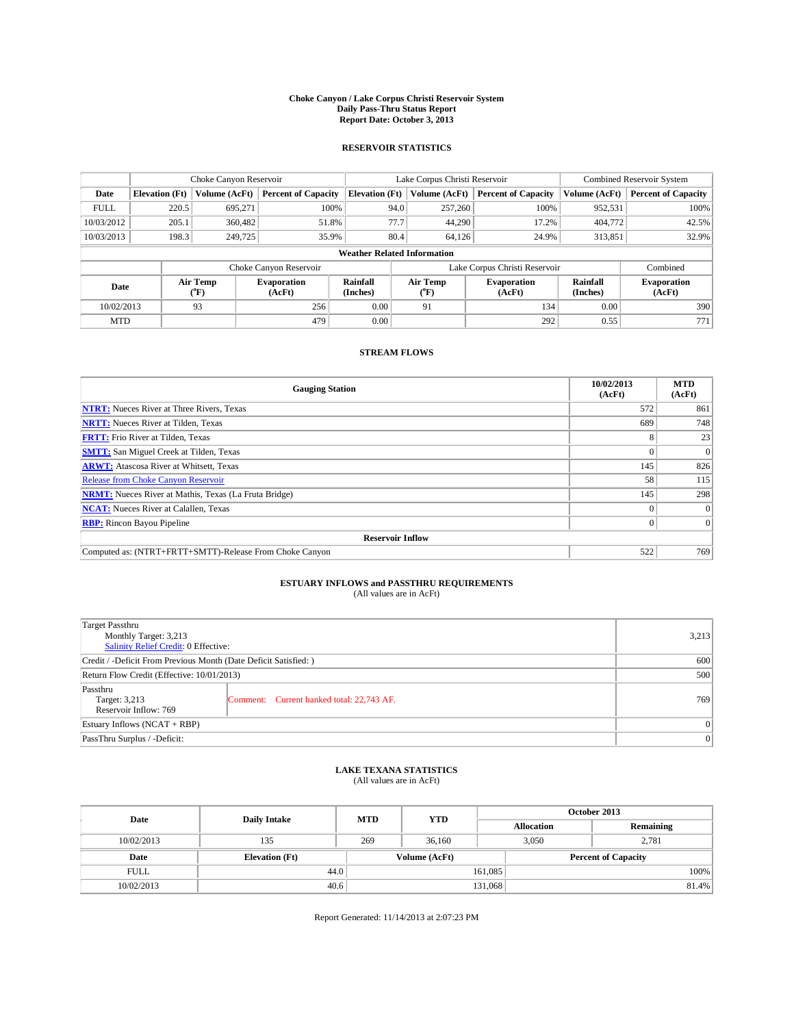# Choke Canyon / Lake Corpus Christi Reservoir System
## Daily Pass-Thru Status Report
### Report Date: October 3, 2013

## RESERVOIR STATISTICS

| | Choke Canyon Reservoir | | | Lake Corpus Christi Reservoir | | | Combined Reservoir System | |
|---|---|---|---|---|---|---|---|---|
| Date | Elevation (Ft) | Volume (AcFt) | Percent of Capacity | Elevation (Ft) | Volume (AcFt) | Percent of Capacity | Volume (AcFt) | Percent of Capacity |
| FULL | 220.5 | 695,271 | 100% | 94.0 | 257,260 | 100% | 952,531 | 100% |
| 10/03/2012 | 205.1 | 360,482 | 51.8% | 77.7 | 44,290 | 17.2% | 404,772 | 42.5% |
| 10/03/2013 | 198.3 | 249,725 | 35.9% | 80.4 | 64,126 | 24.9% | 313,851 | 32.9% |

**Weather Related Information**

| | Choke Canyon Reservoir | | | Lake Corpus Christi Reservoir | | | Combined |
|---|---|---|---|---|---|---|---|
| Date | Air Temp (°F) | Evaporation (AcFt) | Rainfall (Inches) | Air Temp (°F) | Evaporation (AcFt) | Rainfall (Inches) | Evaporation (AcFt) |
| 10/02/2013 | 93 | 256 | 0.00 | 91 | 134 | 0.00 | 390 |
| MTD | | 479 | 0.00 | | 292 | 0.55 | 771 |

## STREAM FLOWS

| Gauging Station | 10/02/2013 (AcFt) | MTD (AcFt) |
|---|---|---|
| **NTRT:** Nueces River at Three Rivers, Texas | 572 | 861 |
| **NRTT:** Nueces River at Tilden, Texas | 689 | 748 |
| **FRTT:** Frio River at Tilden, Texas | 8 | 23 |
| **SMTT:** San Miguel Creek at Tilden, Texas | 0 | 0 |
| **ARWT:** Atascosa River at Whitsett, Texas | 145 | 826 |
| Release from Choke Canyon Reservoir | 58 | 115 |
| **NRMT:** Nueces River at Mathis, Texas (La Fruta Bridge) | 145 | 298 |
| **NCAT:** Nueces River at Calallen, Texas | 0 | 0 |
| **RBP:** Rincon Bayou Pipeline | 0 | 0 |
| **Reservoir Inflow** | | |
| Computed as: (NTRT+FRTT+SMTT)-Release From Choke Canyon | 522 | 769 |

## ESTUARY INFLOWS and PASSTHRU REQUIREMENTS
(All values are in AcFt)

| | | |
|---|---|---|
| Target Passthru<br>Monthly Target: 3,213<br>Salinity Relief Credit: 0 Effective: | | 3,213 |
| Credit / -Deficit From Previous Month (Date Deficit Satisfied: ) | | 600 |
| Return Flow Credit (Effective: 10/01/2013) | | 500 |
| Passthru<br>Target: 3,213<br>Reservoir Inflow: 769 | Comment: Current banked total: 22,743 AF. | 769 |
| Estuary Inflows (NCAT + RBP) | | 0 |
| PassThru Surplus / -Deficit: | | 0 |

## LAKE TEXANA STATISTICS
(All values are in AcFt)

| Date | Daily Intake | MTD | YTD | October 2013 Allocation | October 2013 Remaining |
|---|---|---|---|---|---|
| 10/02/2013 | 135 | 269 | 36,160 | 3,050 | 2,781 |

| Date | Elevation (Ft) | Volume (AcFt) | Percent of Capacity |
|---|---|---|---|
| FULL | 44.0 | 161,085 | 100% |
| 10/02/2013 | 40.6 | 131,068 | 81.4% |

Report Generated: 11/14/2013 at 2:07:23 PM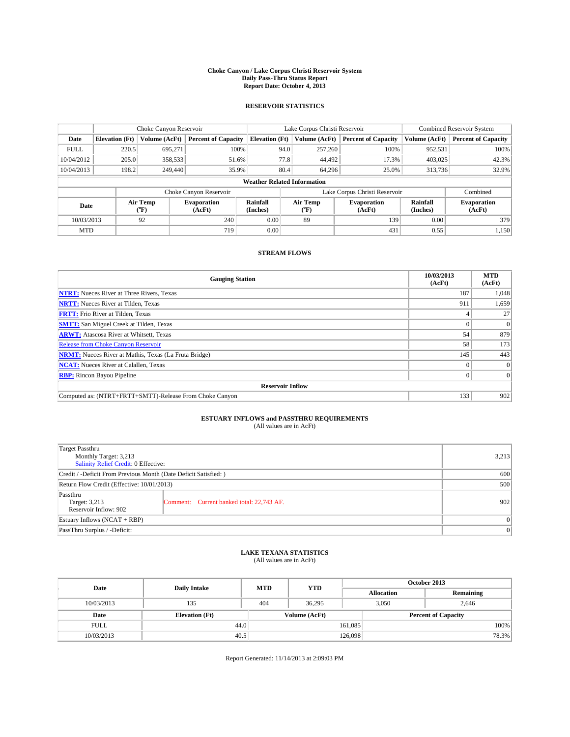# Choke Canyon / Lake Corpus Christi Reservoir System
## Daily Pass-Thru Status Report
### Report Date: October 4, 2013

## RESERVOIR STATISTICS

| | Choke Canyon Reservoir | | | Lake Corpus Christi Reservoir | | | Combined Reservoir System | |
|---|---|---|---|---|---|---|---|---|
| Date | Elevation (Ft) | Volume (AcFt) | Percent of Capacity | Elevation (Ft) | Volume (AcFt) | Percent of Capacity | Volume (AcFt) | Percent of Capacity |
| FULL | 220.5 | 695,271 | 100% | 94.0 | 257,260 | 100% | 952,531 | 100% |
| 10/04/2012 | 205.0 | 358,533 | 51.6% | 77.8 | 44,492 | 17.3% | 403,025 | 42.3% |
| 10/04/2013 | 198.2 | 249,440 | 35.9% | 80.4 | 64,296 | 25.0% | 313,736 | 32.9% |

**Weather Related Information**

| | Choke Canyon Reservoir | | | Lake Corpus Christi Reservoir | | | Combined |
|---|---|---|---|---|---|---|---|
| Date | Air Temp (°F) | Evaporation (AcFt) | Rainfall (Inches) | Air Temp (°F) | Evaporation (AcFt) | Rainfall (Inches) | Evaporation (AcFt) |
| 10/03/2013 | 92 | 240 | 0.00 | 89 | 139 | 0.00 | 379 |
| MTD | | 719 | 0.00 | | 431 | 0.55 | 1,150 |

## STREAM FLOWS

| Gauging Station | 10/03/2013 (AcFt) | MTD (AcFt) |
|---|---|---|
| **NTRT:** Nueces River at Three Rivers, Texas | 187 | 1,048 |
| **NRTT:** Nueces River at Tilden, Texas | 911 | 1,659 |
| **FRTT:** Frio River at Tilden, Texas | 4 | 27 |
| **SMTT:** San Miguel Creek at Tilden, Texas | 0 | 0 |
| **ARWT:** Atascosa River at Whitsett, Texas | 54 | 879 |
| Release from Choke Canyon Reservoir | 58 | 173 |
| **NRMT:** Nueces River at Mathis, Texas (La Fruta Bridge) | 145 | 443 |
| **NCAT:** Nueces River at Calallen, Texas | 0 | 0 |
| **RBP:** Rincon Bayou Pipeline | 0 | 0 |
| **Reservoir Inflow** | | |
| Computed as: (NTRT+FRTT+SMTT)-Release From Choke Canyon | 133 | 902 |

## ESTUARY INFLOWS and PASSTHRU REQUIREMENTS
(All values are in AcFt)

| | | |
|---|---|---|
| Target Passthru<br>Monthly Target: 3,213<br>Salinity Relief Credit: 0 Effective: | | 3,213 |
| Credit / -Deficit From Previous Month (Date Deficit Satisfied: ) | | 600 |
| Return Flow Credit (Effective: 10/01/2013) | | 500 |
| Passthru<br>Target: 3,213<br>Reservoir Inflow: 902 | Comment: Current banked total: 22,743 AF. | 902 |
| Estuary Inflows (NCAT + RBP) | | 0 |
| PassThru Surplus / -Deficit: | | 0 |

## LAKE TEXANA STATISTICS
(All values are in AcFt)

| Date | Daily Intake | MTD | YTD | October 2013 Allocation | October 2013 Remaining |
|---|---|---|---|---|---|
| 10/03/2013 | 135 | 404 | 36,295 | 3,050 | 2,646 |

| Date | Elevation (Ft) | Volume (AcFt) | Percent of Capacity |
|---|---|---|---|
| FULL | 44.0 | 161,085 | 100% |
| 10/03/2013 | 40.5 | 126,098 | 78.3% |

Report Generated: 11/14/2013 at 2:09:03 PM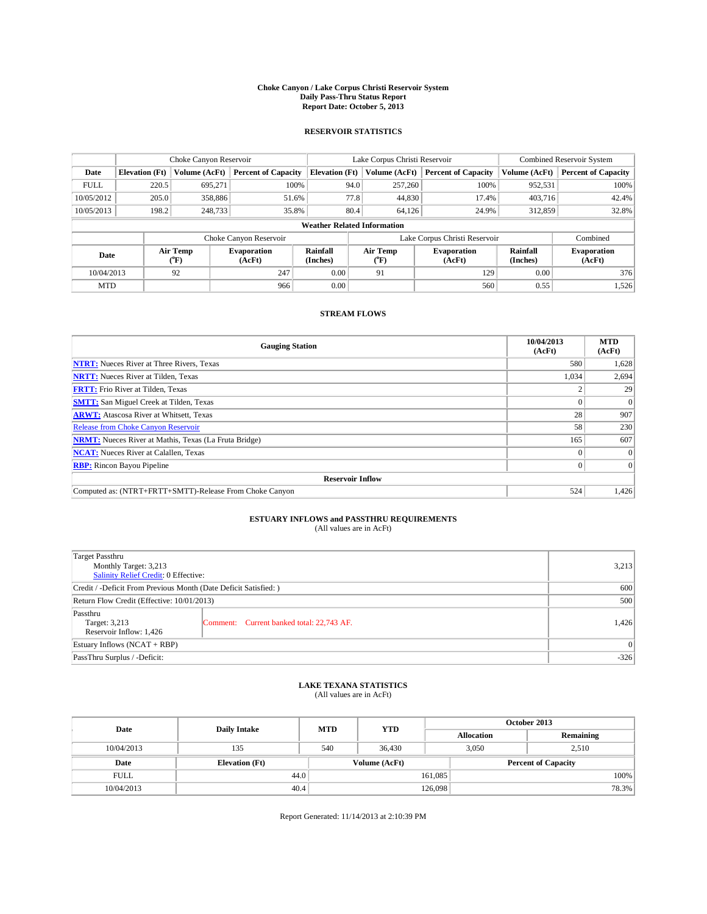**Choke Canyon / Lake Corpus Christi Reservoir System**
**Daily Pass-Thru Status Report**
**Report Date: October 5, 2013**

### RESERVOIR STATISTICS

| | Choke Canyon Reservoir | | | Lake Corpus Christi Reservoir | | | Combined Reservoir System | |
|---|---|---|---|---|---|---|---|---|
| Date | Elevation (Ft) | Volume (AcFt) | Percent of Capacity | Elevation (Ft) | Volume (AcFt) | Percent of Capacity | Volume (AcFt) | Percent of Capacity |
| FULL | 220.5 | 695,271 | 100% | 94.0 | 257,260 | 100% | 952,531 | 100% |
| 10/05/2012 | 205.0 | 358,886 | 51.6% | 77.8 | 44,830 | 17.4% | 403,716 | 42.4% |
| 10/05/2013 | 198.2 | 248,733 | 35.8% | 80.4 | 64,126 | 24.9% | 312,859 | 32.8% |

**Weather Related Information**

| | Choke Canyon Reservoir | | | Lake Corpus Christi Reservoir | | | Combined |
|---|---|---|---|---|---|---|---|
| Date | Air Temp (°F) | Evaporation (AcFt) | Rainfall (Inches) | Air Temp (°F) | Evaporation (AcFt) | Rainfall (Inches) | Evaporation (AcFt) |
| 10/04/2013 | 92 | 247 | 0.00 | 91 | 129 | 0.00 | 376 |
| MTD | | 966 | 0.00 | | 560 | 0.55 | 1,526 |

### STREAM FLOWS

| Gauging Station | 10/04/2013 (AcFt) | MTD (AcFt) |
|---|---|---|
| NTRT: Nueces River at Three Rivers, Texas | 580 | 1,628 |
| NRTT: Nueces River at Tilden, Texas | 1,034 | 2,694 |
| FRTT: Frio River at Tilden, Texas | 2 | 29 |
| SMTT: San Miguel Creek at Tilden, Texas | 0 | 0 |
| ARWT: Atascosa River at Whitsett, Texas | 28 | 907 |
| Release from Choke Canyon Reservoir | 58 | 230 |
| NRMT: Nueces River at Mathis, Texas (La Fruta Bridge) | 165 | 607 |
| NCAT: Nueces River at Calallen, Texas | 0 | 0 |
| RBP: Rincon Bayou Pipeline | 0 | 0 |
| **Reservoir Inflow** | | |
| Computed as: (NTRT+FRTT+SMTT)-Release From Choke Canyon | 524 | 1,426 |

### ESTUARY INFLOWS and PASSTHRU REQUIREMENTS
(All values are in AcFt)

| | | |
|---|---|---|
| Target Passthru<br>Monthly Target: 3,213<br>Salinity Relief Credit: 0 Effective: | | 3,213 |
| Credit / -Deficit From Previous Month (Date Deficit Satisfied: ) | | 600 |
| Return Flow Credit (Effective: 10/01/2013) | | 500 |
| Passthru<br>Target: 3,213<br>Reservoir Inflow: 1,426 | Comment: Current banked total: 22,743 AF. | 1,426 |
| Estuary Inflows (NCAT + RBP) | | 0 |
| PassThru Surplus / -Deficit: | | -326 |

### LAKE TEXANA STATISTICS
(All values are in AcFt)

| Date | Daily Intake | MTD | YTD | October 2013 Allocation | October 2013 Remaining |
|---|---|---|---|---|---|
| 10/04/2013 | 135 | 540 | 36,430 | 3,050 | 2,510 |

| Date | Elevation (Ft) | Volume (AcFt) | Percent of Capacity |
|---|---|---|---|
| FULL | 44.0 | 161,085 | 100% |
| 10/04/2013 | 40.4 | 126,098 | 78.3% |

Report Generated: 11/14/2013 at 2:10:39 PM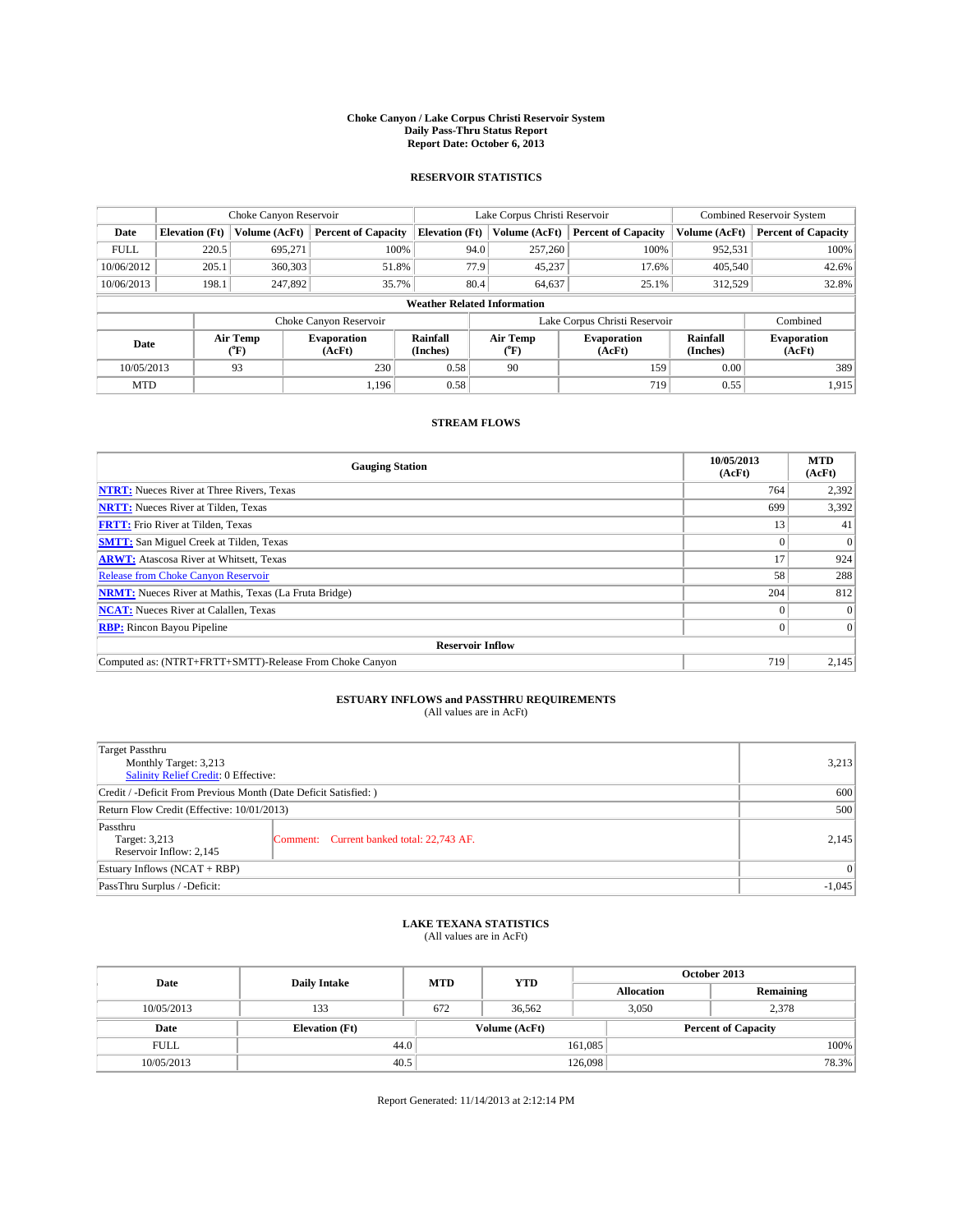# Choke Canyon / Lake Corpus Christi Reservoir System
## Daily Pass-Thru Status Report
## Report Date: October 6, 2013

### RESERVOIR STATISTICS

| | Choke Canyon Reservoir | | | Lake Corpus Christi Reservoir | | | Combined Reservoir System | |
|---|---|---|---|---|---|---|---|---|
| Date | Elevation (Ft) | Volume (AcFt) | Percent of Capacity | Elevation (Ft) | Volume (AcFt) | Percent of Capacity | Volume (AcFt) | Percent of Capacity |
| FULL | 220.5 | 695,271 | 100% | 94.0 | 257,260 | 100% | 952,531 | 100% |
| 10/06/2012 | 205.1 | 360,303 | 51.8% | 77.9 | 45,237 | 17.6% | 405,540 | 42.6% |
| 10/06/2013 | 198.1 | 247,892 | 35.7% | 80.4 | 64,637 | 25.1% | 312,529 | 32.8% |

**Weather Related Information**

| | Choke Canyon Reservoir | | | Lake Corpus Christi Reservoir | | | Combined |
|---|---|---|---|---|---|---|---|
| Date | Air Temp (°F) | Evaporation (AcFt) | Rainfall (Inches) | Air Temp (°F) | Evaporation (AcFt) | Rainfall (Inches) | Evaporation (AcFt) |
| 10/05/2013 | 93 | 230 | 0.58 | 90 | 159 | 0.00 | 389 |
| MTD | | 1,196 | 0.58 | | 719 | 0.55 | 1,915 |

### STREAM FLOWS

| Gauging Station | 10/05/2013 (AcFt) | MTD (AcFt) |
|---|---|---|
| NTRT: Nueces River at Three Rivers, Texas | 764 | 2,392 |
| NRTT: Nueces River at Tilden, Texas | 699 | 3,392 |
| FRTT: Frio River at Tilden, Texas | 13 | 41 |
| SMTT: San Miguel Creek at Tilden, Texas | 0 | 0 |
| ARWT: Atascosa River at Whitsett, Texas | 17 | 924 |
| Release from Choke Canyon Reservoir | 58 | 288 |
| NRMT: Nueces River at Mathis, Texas (La Fruta Bridge) | 204 | 812 |
| NCAT: Nueces River at Calallen, Texas | 0 | 0 |
| RBP: Rincon Bayou Pipeline | 0 | 0 |
| **Reservoir Inflow** | | |
| Computed as: (NTRT+FRTT+SMTT)-Release From Choke Canyon | 719 | 2,145 |

### ESTUARY INFLOWS and PASSTHRU REQUIREMENTS
(All values are in AcFt)

| | | |
|---|---|---|
| Target Passthru<br>Monthly Target: 3,213<br>Salinity Relief Credit: 0 Effective: | | 3,213 |
| Credit / -Deficit From Previous Month (Date Deficit Satisfied: ) | | 600 |
| Return Flow Credit (Effective: 10/01/2013) | | 500 |
| Passthru<br>Target: 3,213<br>Reservoir Inflow: 2,145 | Comment: Current banked total: 22,743 AF. | 2,145 |
| Estuary Inflows (NCAT + RBP) | | 0 |
| PassThru Surplus / -Deficit: | | -1,045 |

### LAKE TEXANA STATISTICS
(All values are in AcFt)

| Date | Daily Intake | MTD | YTD | October 2013 Allocation | October 2013 Remaining |
|---|---|---|---|---|---|
| 10/05/2013 | 133 | 672 | 36,562 | 3,050 | 2,378 |

| Date | Elevation (Ft) | Volume (AcFt) | Percent of Capacity |
|---|---|---|---|
| FULL | 44.0 | 161,085 | 100% |
| 10/05/2013 | 40.5 | 126,098 | 78.3% |

Report Generated: 11/14/2013 at 2:12:14 PM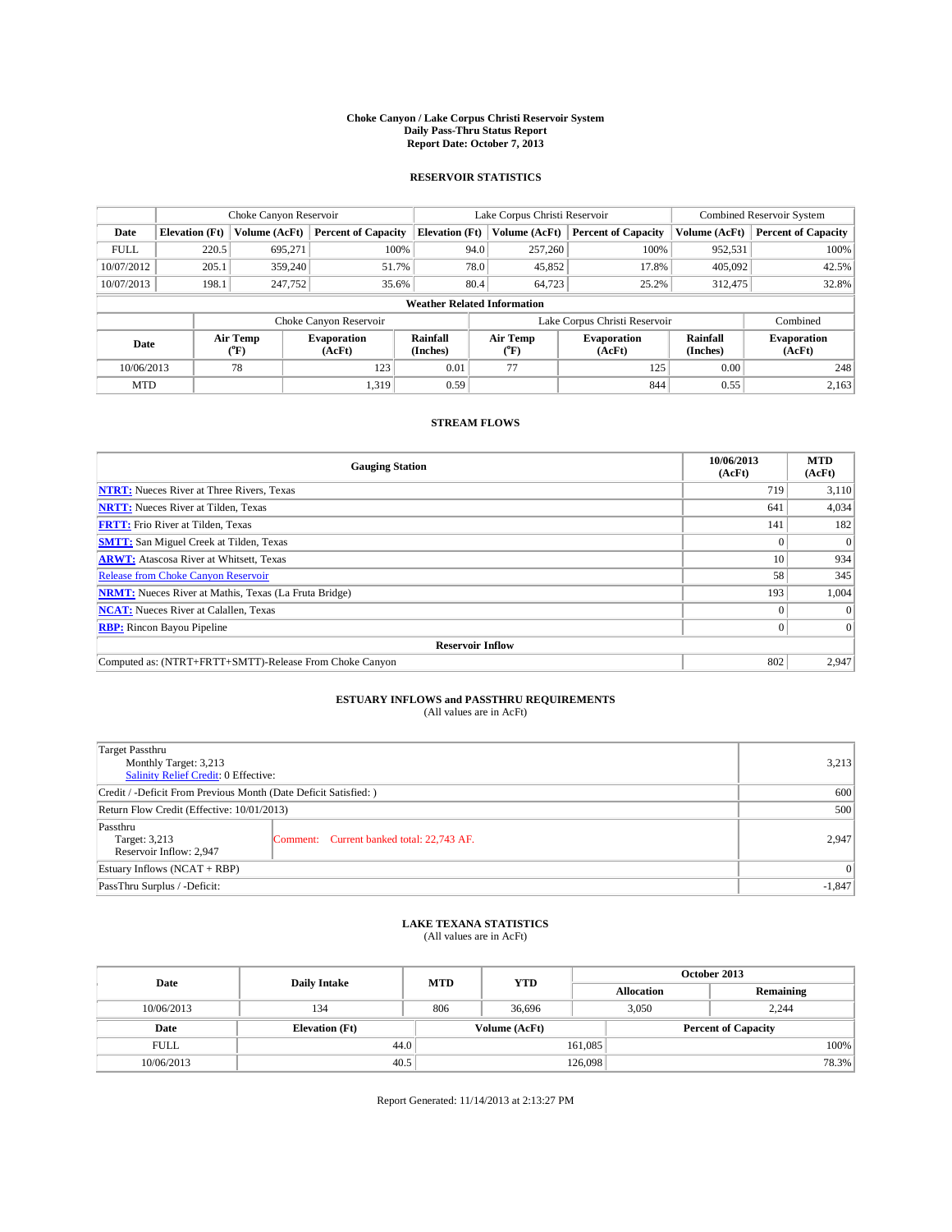# Choke Canyon / Lake Corpus Christi Reservoir System
## Daily Pass-Thru Status Report
### Report Date: October 7, 2013

## RESERVOIR STATISTICS

| | Choke Canyon Reservoir | | | Lake Corpus Christi Reservoir | | | Combined Reservoir System | |
|---|---|---|---|---|---|---|---|---|
| Date | Elevation (Ft) | Volume (AcFt) | Percent of Capacity | Elevation (Ft) | Volume (AcFt) | Percent of Capacity | Volume (AcFt) | Percent of Capacity |
| FULL | 220.5 | 695,271 | 100% | 94.0 | 257,260 | 100% | 952,531 | 100% |
| 10/07/2012 | 205.1 | 359,240 | 51.7% | 78.0 | 45,852 | 17.8% | 405,092 | 42.5% |
| 10/07/2013 | 198.1 | 247,752 | 35.6% | 80.4 | 64,723 | 25.2% | 312,475 | 32.8% |

**Weather Related Information**

| | Choke Canyon Reservoir | | | Lake Corpus Christi Reservoir | | | Combined |
|---|---|---|---|---|---|---|---|
| Date | Air Temp (°F) | Evaporation (AcFt) | Rainfall (Inches) | Air Temp (°F) | Evaporation (AcFt) | Rainfall (Inches) | Evaporation (AcFt) |
| 10/06/2013 | 78 | 123 | 0.01 | 77 | 125 | 0.00 | 248 |
| MTD | | 1,319 | 0.59 | | 844 | 0.55 | 2,163 |

## STREAM FLOWS

| Gauging Station | 10/06/2013 (AcFt) | MTD (AcFt) |
|---|---|---|
| **NTRT:** Nueces River at Three Rivers, Texas | 719 | 3,110 |
| **NRTT:** Nueces River at Tilden, Texas | 641 | 4,034 |
| **FRTT:** Frio River at Tilden, Texas | 141 | 182 |
| **SMTT:** San Miguel Creek at Tilden, Texas | 0 | 0 |
| **ARWT:** Atascosa River at Whitsett, Texas | 10 | 934 |
| Release from Choke Canyon Reservoir | 58 | 345 |
| **NRMT:** Nueces River at Mathis, Texas (La Fruta Bridge) | 193 | 1,004 |
| **NCAT:** Nueces River at Calallen, Texas | 0 | 0 |
| **RBP:** Rincon Bayou Pipeline | 0 | 0 |
| **Reservoir Inflow** | | |
| Computed as: (NTRT+FRTT+SMTT)-Release From Choke Canyon | 802 | 2,947 |

## ESTUARY INFLOWS and PASSTHRU REQUIREMENTS
(All values are in AcFt)

| | | |
|---|---|---|
| Target Passthru<br>Monthly Target: 3,213<br>Salinity Relief Credit: 0 Effective: | | 3,213 |
| Credit / -Deficit From Previous Month (Date Deficit Satisfied: ) | | 600 |
| Return Flow Credit (Effective: 10/01/2013) | | 500 |
| Passthru<br>Target: 3,213<br>Reservoir Inflow: 2,947 | Comment: Current banked total: 22,743 AF. | 2,947 |
| Estuary Inflows (NCAT + RBP) | | 0 |
| PassThru Surplus / -Deficit: | | -1,847 |

## LAKE TEXANA STATISTICS
(All values are in AcFt)

| Date | Daily Intake | MTD | YTD | October 2013 Allocation | October 2013 Remaining |
|---|---|---|---|---|---|
| 10/06/2013 | 134 | 806 | 36,696 | 3,050 | 2,244 |

| Date | Elevation (Ft) | Volume (AcFt) | Percent of Capacity |
|---|---|---|---|
| FULL | 44.0 | 161,085 | 100% |
| 10/06/2013 | 40.5 | 126,098 | 78.3% |

Report Generated: 11/14/2013 at 2:13:27 PM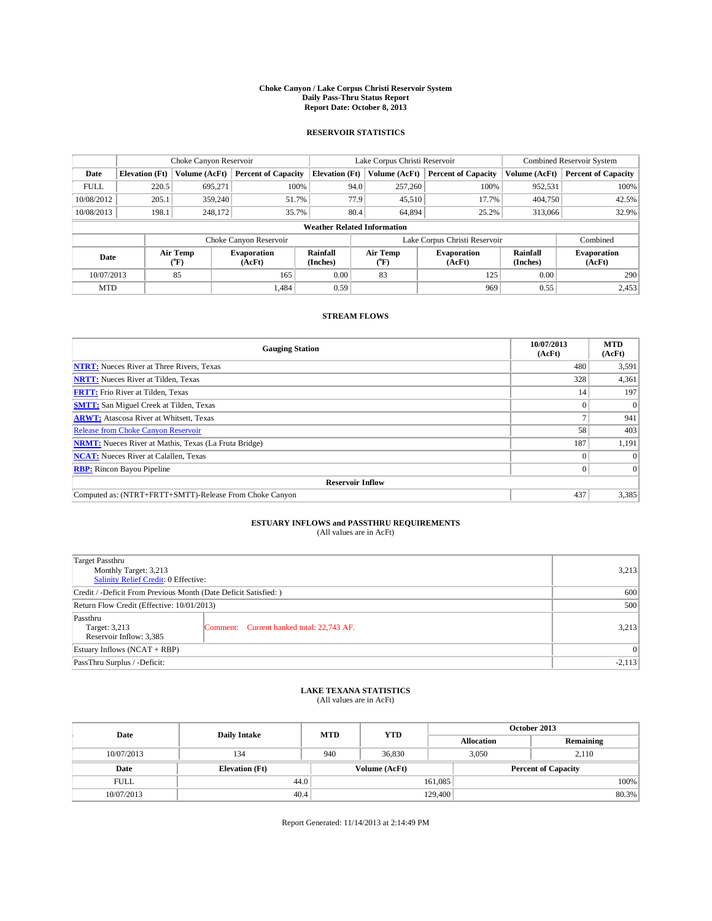# Choke Canyon / Lake Corpus Christi Reservoir System
## Daily Pass-Thru Status Report
## Report Date: October 8, 2013

### RESERVOIR STATISTICS

| | Choke Canyon Reservoir | | | Lake Corpus Christi Reservoir | | | Combined Reservoir System | |
|---|---|---|---|---|---|---|---|---|
| Date | Elevation (Ft) | Volume (AcFt) | Percent of Capacity | Elevation (Ft) | Volume (AcFt) | Percent of Capacity | Volume (AcFt) | Percent of Capacity |
| FULL | 220.5 | 695,271 | 100% | 94.0 | 257,260 | 100% | 952,531 | 100% |
| 10/08/2012 | 205.1 | 359,240 | 51.7% | 77.9 | 45,510 | 17.7% | 404,750 | 42.5% |
| 10/08/2013 | 198.1 | 248,172 | 35.7% | 80.4 | 64,894 | 25.2% | 313,066 | 32.9% |

**Weather Related Information**

| | Choke Canyon Reservoir | | | Lake Corpus Christi Reservoir | | | Combined |
|---|---|---|---|---|---|---|---|
| Date | Air Temp (°F) | Evaporation (AcFt) | Rainfall (Inches) | Air Temp (°F) | Evaporation (AcFt) | Rainfall (Inches) | Evaporation (AcFt) |
| 10/07/2013 | 85 | 165 | 0.00 | 83 | 125 | 0.00 | 290 |
| MTD | | 1,484 | 0.59 | | 969 | 0.55 | 2,453 |

### STREAM FLOWS

| Gauging Station | 10/07/2013 (AcFt) | MTD (AcFt) |
|---|---|---|
| NTRT: Nueces River at Three Rivers, Texas | 480 | 3,591 |
| NRTT: Nueces River at Tilden, Texas | 328 | 4,361 |
| FRTT: Frio River at Tilden, Texas | 14 | 197 |
| SMTT: San Miguel Creek at Tilden, Texas | 0 | 0 |
| ARWT: Atascosa River at Whitsett, Texas | 7 | 941 |
| Release from Choke Canyon Reservoir | 58 | 403 |
| NRMT: Nueces River at Mathis, Texas (La Fruta Bridge) | 187 | 1,191 |
| NCAT: Nueces River at Calallen, Texas | 0 | 0 |
| RBP: Rincon Bayou Pipeline | 0 | 0 |
| **Reservoir Inflow** | | |
| Computed as: (NTRT+FRTT+SMTT)-Release From Choke Canyon | 437 | 3,385 |

### ESTUARY INFLOWS and PASSTHRU REQUIREMENTS
(All values are in AcFt)

| | | |
|---|---|---|
| Target Passthru<br>Monthly Target: 3,213<br>Salinity Relief Credit: 0 Effective: | | 3,213 |
| Credit / -Deficit From Previous Month (Date Deficit Satisfied: ) | | 600 |
| Return Flow Credit (Effective: 10/01/2013) | | 500 |
| Passthru<br>Target: 3,213<br>Reservoir Inflow: 3,385 | Comment: Current banked total: 22,743 AF. | 3,213 |
| Estuary Inflows (NCAT + RBP) | | 0 |
| PassThru Surplus / -Deficit: | | -2,113 |

### LAKE TEXANA STATISTICS
(All values are in AcFt)

| Date | Daily Intake | MTD | YTD | October 2013 Allocation | October 2013 Remaining |
|---|---|---|---|---|---|
| 10/07/2013 | 134 | 940 | 36,830 | 3,050 | 2,110 |

| Date | Elevation (Ft) | Volume (AcFt) | Percent of Capacity |
|---|---|---|---|
| FULL | 44.0 | 161,085 | 100% |
| 10/07/2013 | 40.4 | 129,400 | 80.3% |

Report Generated: 11/14/2013 at 2:14:49 PM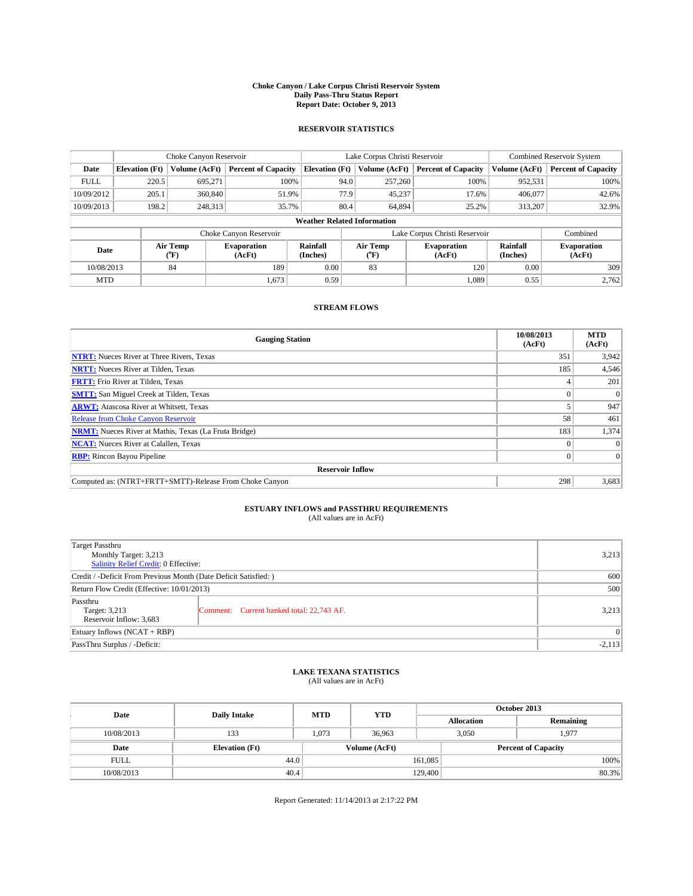**Choke Canyon / Lake Corpus Christi Reservoir System**
**Daily Pass-Thru Status Report**
**Report Date: October 9, 2013**

## RESERVOIR STATISTICS

| | Choke Canyon Reservoir | | | Lake Corpus Christi Reservoir | | | Combined Reservoir System | |
|---|---|---|---|---|---|---|---|---|
| Date | Elevation (Ft) | Volume (AcFt) | Percent of Capacity | Elevation (Ft) | Volume (AcFt) | Percent of Capacity | Volume (AcFt) | Percent of Capacity |
| FULL | 220.5 | 695,271 | 100% | 94.0 | 257,260 | 100% | 952,531 | 100% |
| 10/09/2012 | 205.1 | 360,840 | 51.9% | 77.9 | 45,237 | 17.6% | 406,077 | 42.6% |
| 10/09/2013 | 198.2 | 248,313 | 35.7% | 80.4 | 64,894 | 25.2% | 313,207 | 32.9% |

**Weather Related Information**

| | Choke Canyon Reservoir | | | Lake Corpus Christi Reservoir | | | Combined |
|---|---|---|---|---|---|---|---|
| Date | Air Temp (°F) | Evaporation (AcFt) | Rainfall (Inches) | Air Temp (°F) | Evaporation (AcFt) | Rainfall (Inches) | Evaporation (AcFt) |
| 10/08/2013 | 84 | 189 | 0.00 | 83 | 120 | 0.00 | 309 |
| MTD | | 1,673 | 0.59 | | 1,089 | 0.55 | 2,762 |

## STREAM FLOWS

| Gauging Station | 10/08/2013 (AcFt) | MTD (AcFt) |
|---|---|---|
| **NTRT:** Nueces River at Three Rivers, Texas | 351 | 3,942 |
| **NRTT:** Nueces River at Tilden, Texas | 185 | 4,546 |
| **FRTT:** Frio River at Tilden, Texas | 4 | 201 |
| **SMTT:** San Miguel Creek at Tilden, Texas | 0 | 0 |
| **ARWT:** Atascosa River at Whitsett, Texas | 5 | 947 |
| Release from Choke Canyon Reservoir | 58 | 461 |
| **NRMT:** Nueces River at Mathis, Texas (La Fruta Bridge) | 183 | 1,374 |
| **NCAT:** Nueces River at Calallen, Texas | 0 | 0 |
| **RBP:** Rincon Bayou Pipeline | 0 | 0 |
| **Reservoir Inflow** | | |
| Computed as: (NTRT+FRTT+SMTT)-Release From Choke Canyon | 298 | 3,683 |

## ESTUARY INFLOWS and PASSTHRU REQUIREMENTS
(All values are in AcFt)

| | | |
|---|---|---|
| Target Passthru<br>Monthly Target: 3,213<br>Salinity Relief Credit: 0 Effective: | | 3,213 |
| Credit / -Deficit From Previous Month (Date Deficit Satisfied: ) | | 600 |
| Return Flow Credit (Effective: 10/01/2013) | | 500 |
| Passthru<br>Target: 3,213<br>Reservoir Inflow: 3,683 | Comment: Current banked total: 22,743 AF. | 3,213 |
| Estuary Inflows (NCAT + RBP) | | 0 |
| PassThru Surplus / -Deficit: | | -2,113 |

## LAKE TEXANA STATISTICS
(All values are in AcFt)

| Date | Daily Intake | MTD | YTD | October 2013 Allocation | October 2013 Remaining |
|---|---|---|---|---|---|
| 10/08/2013 | 133 | 1,073 | 36,963 | 3,050 | 1,977 |

| Date | Elevation (Ft) | Volume (AcFt) | Percent of Capacity |
|---|---|---|---|
| FULL | 44.0 | 161,085 | 100% |
| 10/08/2013 | 40.4 | 129,400 | 80.3% |

Report Generated: 11/14/2013 at 2:17:22 PM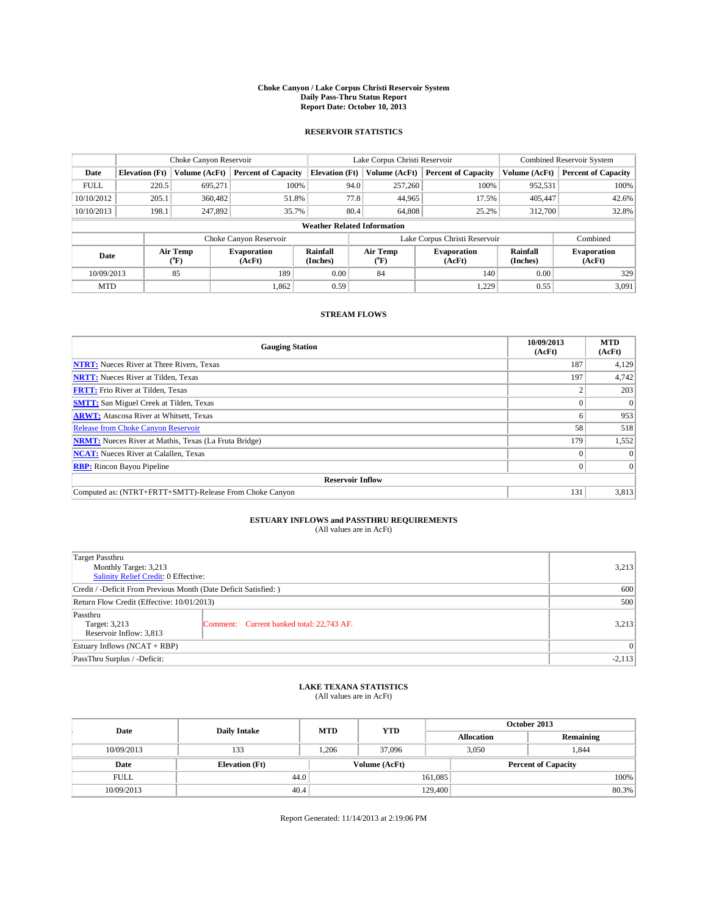# Choke Canyon / Lake Corpus Christi Reservoir System
## Daily Pass-Thru Status Report
## Report Date: October 10, 2013

### RESERVOIR STATISTICS

| | Choke Canyon Reservoir | | | Lake Corpus Christi Reservoir | | | Combined Reservoir System | |
|---|---|---|---|---|---|---|---|---|
| Date | Elevation (Ft) | Volume (AcFt) | Percent of Capacity | Elevation (Ft) | Volume (AcFt) | Percent of Capacity | Volume (AcFt) | Percent of Capacity |
| FULL | 220.5 | 695,271 | 100% | 94.0 | 257,260 | 100% | 952,531 | 100% |
| 10/10/2012 | 205.1 | 360,482 | 51.8% | 77.8 | 44,965 | 17.5% | 405,447 | 42.6% |
| 10/10/2013 | 198.1 | 247,892 | 35.7% | 80.4 | 64,808 | 25.2% | 312,700 | 32.8% |

**Weather Related Information**

| | Choke Canyon Reservoir | | | Lake Corpus Christi Reservoir | | | Combined |
|---|---|---|---|---|---|---|---|
| Date | Air Temp (°F) | Evaporation (AcFt) | Rainfall (Inches) | Air Temp (°F) | Evaporation (AcFt) | Rainfall (Inches) | Evaporation (AcFt) |
| 10/09/2013 | 85 | 189 | 0.00 | 84 | 140 | 0.00 | 329 |
| MTD | | 1,862 | 0.59 | | 1,229 | 0.55 | 3,091 |

### STREAM FLOWS

| Gauging Station | 10/09/2013 (AcFt) | MTD (AcFt) |
|---|---|---|
| NTRT: Nueces River at Three Rivers, Texas | 187 | 4,129 |
| NRTT: Nueces River at Tilden, Texas | 197 | 4,742 |
| FRTT: Frio River at Tilden, Texas | 2 | 203 |
| SMTT: San Miguel Creek at Tilden, Texas | 0 | 0 |
| ARWT: Atascosa River at Whitsett, Texas | 6 | 953 |
| Release from Choke Canyon Reservoir | 58 | 518 |
| NRMT: Nueces River at Mathis, Texas (La Fruta Bridge) | 179 | 1,552 |
| NCAT: Nueces River at Calallen, Texas | 0 | 0 |
| RBP: Rincon Bayou Pipeline | 0 | 0 |
| **Reservoir Inflow** | | |
| Computed as: (NTRT+FRTT+SMTT)-Release From Choke Canyon | 131 | 3,813 |

### ESTUARY INFLOWS and PASSTHRU REQUIREMENTS
(All values are in AcFt)

| | | |
|---|---|---|
| Target Passthru<br>Monthly Target: 3,213<br>Salinity Relief Credit: 0 Effective: | | 3,213 |
| Credit / -Deficit From Previous Month (Date Deficit Satisfied: ) | | 600 |
| Return Flow Credit (Effective: 10/01/2013) | | 500 |
| Passthru<br>Target: 3,213<br>Reservoir Inflow: 3,813 | Comment: Current banked total: 22,743 AF. | 3,213 |
| Estuary Inflows (NCAT + RBP) | | 0 |
| PassThru Surplus / -Deficit: | | -2,113 |

### LAKE TEXANA STATISTICS
(All values are in AcFt)

| Date | Daily Intake | MTD | YTD | October 2013 Allocation | October 2013 Remaining |
|---|---|---|---|---|---|
| 10/09/2013 | 133 | 1,206 | 37,096 | 3,050 | 1,844 |

| Date | Elevation (Ft) | Volume (AcFt) | Percent of Capacity |
|---|---|---|---|
| FULL | 44.0 | 161,085 | 100% |
| 10/09/2013 | 40.4 | 129,400 | 80.3% |

Report Generated: 11/14/2013 at 2:19:06 PM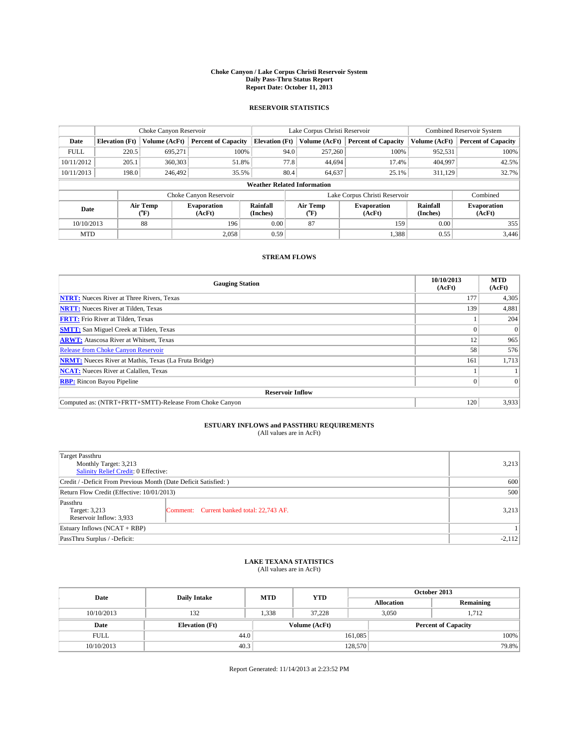**Choke Canyon / Lake Corpus Christi Reservoir System**
**Daily Pass-Thru Status Report**
**Report Date: October 11, 2013**

## RESERVOIR STATISTICS

| | Choke Canyon Reservoir | | | Lake Corpus Christi Reservoir | | | Combined Reservoir System | |
|---|---|---|---|---|---|---|---|---|
| **Date** | **Elevation (Ft)** | **Volume (AcFt)** | **Percent of Capacity** | **Elevation (Ft)** | **Volume (AcFt)** | **Percent of Capacity** | **Volume (AcFt)** | **Percent of Capacity** |
| FULL | 220.5 | 695,271 | 100% | 94.0 | 257,260 | 100% | 952,531 | 100% |
| 10/11/2012 | 205.1 | 360,303 | 51.8% | 77.8 | 44,694 | 17.4% | 404,997 | 42.5% |
| 10/11/2013 | 198.0 | 246,492 | 35.5% | 80.4 | 64,637 | 25.1% | 311,129 | 32.7% |

**Weather Related Information**

| | Choke Canyon Reservoir | | | Lake Corpus Christi Reservoir | | | Combined |
|---|---|---|---|---|---|---|---|
| **Date** | **Air Temp (°F)** | **Evaporation (AcFt)** | **Rainfall (Inches)** | **Air Temp (°F)** | **Evaporation (AcFt)** | **Rainfall (Inches)** | **Evaporation (AcFt)** |
| 10/10/2013 | 88 | 196 | 0.00 | 87 | 159 | 0.00 | 355 |
| MTD | | 2,058 | 0.59 | | 1,388 | 0.55 | 3,446 |

## STREAM FLOWS

| Gauging Station | 10/10/2013 (AcFt) | MTD (AcFt) |
|---|---|---|
| **NTRT:** Nueces River at Three Rivers, Texas | 177 | 4,305 |
| **NRTT:** Nueces River at Tilden, Texas | 139 | 4,881 |
| **FRTT:** Frio River at Tilden, Texas | 1 | 204 |
| **SMTT:** San Miguel Creek at Tilden, Texas | 0 | 0 |
| **ARWT:** Atascosa River at Whitsett, Texas | 12 | 965 |
| Release from Choke Canyon Reservoir | 58 | 576 |
| **NRMT:** Nueces River at Mathis, Texas (La Fruta Bridge) | 161 | 1,713 |
| **NCAT:** Nueces River at Calallen, Texas | 1 | 1 |
| **RBP:** Rincon Bayou Pipeline | 0 | 0 |
| **Reservoir Inflow** | | |
| Computed as: (NTRT+FRTT+SMTT)-Release From Choke Canyon | 120 | 3,933 |

## ESTUARY INFLOWS and PASSTHRU REQUIREMENTS
(All values are in AcFt)

| | | |
|---|---|---|
| Target Passthru<br>Monthly Target: 3,213<br>Salinity Relief Credit: 0 Effective: | | 3,213 |
| Credit / -Deficit From Previous Month (Date Deficit Satisfied: ) | | 600 |
| Return Flow Credit (Effective: 10/01/2013) | | 500 |
| Passthru<br>Target: 3,213<br>Reservoir Inflow: 3,933 | Comment: Current banked total: 22,743 AF. | 3,213 |
| Estuary Inflows (NCAT + RBP) | | 1 |
| PassThru Surplus / -Deficit: | | -2,112 |

## LAKE TEXANA STATISTICS
(All values are in AcFt)

| Date | Daily Intake | MTD | YTD | October 2013 Allocation | October 2013 Remaining |
|---|---|---|---|---|---|
| 10/10/2013 | 132 | 1,338 | 37,228 | 3,050 | 1,712 |

| Date | Elevation (Ft) | Volume (AcFt) | Percent of Capacity |
|---|---|---|---|
| FULL | 44.0 | 161,085 | 100% |
| 10/10/2013 | 40.3 | 128,570 | 79.8% |

Report Generated: 11/14/2013 at 2:23:52 PM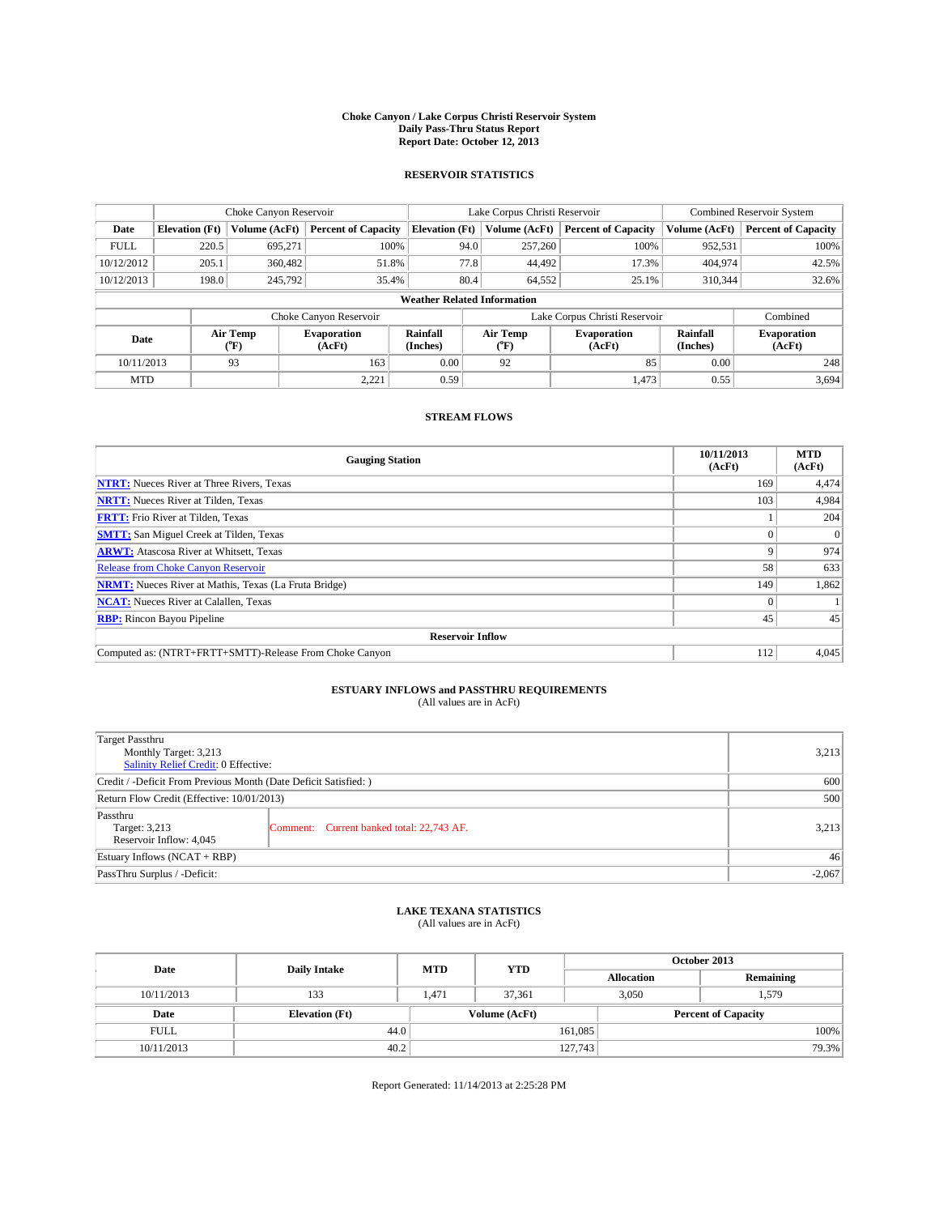# Choke Canyon / Lake Corpus Christi Reservoir System
## Daily Pass-Thru Status Report
## Report Date: October 12, 2013

### RESERVOIR STATISTICS

| | Choke Canyon Reservoir | | | Lake Corpus Christi Reservoir | | | Combined Reservoir System | |
|---|---|---|---|---|---|---|---|---|
| Date | Elevation (Ft) | Volume (AcFt) | Percent of Capacity | Elevation (Ft) | Volume (AcFt) | Percent of Capacity | Volume (AcFt) | Percent of Capacity |
| FULL | 220.5 | 695,271 | 100% | 94.0 | 257,260 | 100% | 952,531 | 100% |
| 10/12/2012 | 205.1 | 360,482 | 51.8% | 77.8 | 44,492 | 17.3% | 404,974 | 42.5% |
| 10/12/2013 | 198.0 | 245,792 | 35.4% | 80.4 | 64,552 | 25.1% | 310,344 | 32.6% |

**Weather Related Information**

| | Choke Canyon Reservoir | | | Lake Corpus Christi Reservoir | | | Combined |
|---|---|---|---|---|---|---|---|
| Date | Air Temp (°F) | Evaporation (AcFt) | Rainfall (Inches) | Air Temp (°F) | Evaporation (AcFt) | Rainfall (Inches) | Evaporation (AcFt) |
| 10/11/2013 | 93 | 163 | 0.00 | 92 | 85 | 0.00 | 248 |
| MTD | | 2,221 | 0.59 | | 1,473 | 0.55 | 3,694 |

### STREAM FLOWS

| Gauging Station | 10/11/2013 (AcFt) | MTD (AcFt) |
|---|---|---|
| **NTRT:** Nueces River at Three Rivers, Texas | 169 | 4,474 |
| **NRTT:** Nueces River at Tilden, Texas | 103 | 4,984 |
| **FRTT:** Frio River at Tilden, Texas | 1 | 204 |
| **SMTT:** San Miguel Creek at Tilden, Texas | 0 | 0 |
| **ARWT:** Atascosa River at Whitsett, Texas | 9 | 974 |
| Release from Choke Canyon Reservoir | 58 | 633 |
| **NRMT:** Nueces River at Mathis, Texas (La Fruta Bridge) | 149 | 1,862 |
| **NCAT:** Nueces River at Calallen, Texas | 0 | 1 |
| **RBP:** Rincon Bayou Pipeline | 45 | 45 |
| **Reservoir Inflow** | | |
| Computed as: (NTRT+FRTT+SMTT)-Release From Choke Canyon | 112 | 4,045 |

### ESTUARY INFLOWS and PASSTHRU REQUIREMENTS
(All values are in AcFt)

| | | |
|---|---|---|
| Target Passthru<br>Monthly Target: 3,213<br>Salinity Relief Credit: 0 Effective: | | 3,213 |
| Credit / -Deficit From Previous Month (Date Deficit Satisfied: ) | | 600 |
| Return Flow Credit (Effective: 10/01/2013) | | 500 |
| Passthru<br>Target: 3,213<br>Reservoir Inflow: 4,045 | Comment: Current banked total: 22,743 AF. | 3,213 |
| Estuary Inflows (NCAT + RBP) | | 46 |
| PassThru Surplus / -Deficit: | | -2,067 |

### LAKE TEXANA STATISTICS
(All values are in AcFt)

| Date | Daily Intake | MTD | YTD | October 2013 Allocation | October 2013 Remaining |
|---|---|---|---|---|---|
| 10/11/2013 | 133 | 1,471 | 37,361 | 3,050 | 1,579 |

| Date | Elevation (Ft) | Volume (AcFt) | Percent of Capacity |
|---|---|---|---|
| FULL | 44.0 | 161,085 | 100% |
| 10/11/2013 | 40.2 | 127,743 | 79.3% |

Report Generated: 11/14/2013 at 2:25:28 PM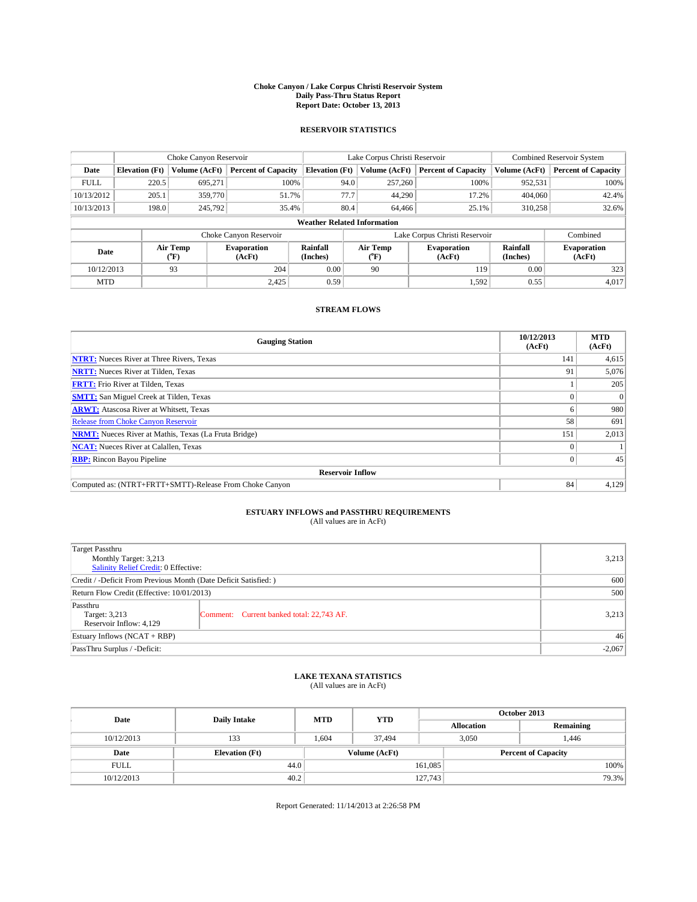# Choke Canyon / Lake Corpus Christi Reservoir System
## Daily Pass-Thru Status Report
### Report Date: October 13, 2013

## RESERVOIR STATISTICS

| | Choke Canyon Reservoir | | | Lake Corpus Christi Reservoir | | | Combined Reservoir System | |
|---|---|---|---|---|---|---|---|---|
| Date | Elevation (Ft) | Volume (AcFt) | Percent of Capacity | Elevation (Ft) | Volume (AcFt) | Percent of Capacity | Volume (AcFt) | Percent of Capacity |
| FULL | 220.5 | 695,271 | 100% | 94.0 | 257,260 | 100% | 952,531 | 100% |
| 10/13/2012 | 205.1 | 359,770 | 51.7% | 77.7 | 44,290 | 17.2% | 404,060 | 42.4% |
| 10/13/2013 | 198.0 | 245,792 | 35.4% | 80.4 | 64,466 | 25.1% | 310,258 | 32.6% |

**Weather Related Information**

| | Choke Canyon Reservoir | | | Lake Corpus Christi Reservoir | | | Combined |
|---|---|---|---|---|---|---|---|
| Date | Air Temp (°F) | Evaporation (AcFt) | Rainfall (Inches) | Air Temp (°F) | Evaporation (AcFt) | Rainfall (Inches) | Evaporation (AcFt) |
| 10/12/2013 | 93 | 204 | 0.00 | 90 | 119 | 0.00 | 323 |
| MTD | | 2,425 | 0.59 | | 1,592 | 0.55 | 4,017 |

## STREAM FLOWS

| Gauging Station | 10/12/2013 (AcFt) | MTD (AcFt) |
|---|---|---|
| **NTRT:** Nueces River at Three Rivers, Texas | 141 | 4,615 |
| **NRTT:** Nueces River at Tilden, Texas | 91 | 5,076 |
| **FRTT:** Frio River at Tilden, Texas | 1 | 205 |
| **SMTT:** San Miguel Creek at Tilden, Texas | 0 | 0 |
| **ARWT:** Atascosa River at Whitsett, Texas | 6 | 980 |
| Release from Choke Canyon Reservoir | 58 | 691 |
| **NRMT:** Nueces River at Mathis, Texas (La Fruta Bridge) | 151 | 2,013 |
| **NCAT:** Nueces River at Calallen, Texas | 0 | 1 |
| **RBP:** Rincon Bayou Pipeline | 0 | 45 |
| **Reservoir Inflow** | | |
| Computed as: (NTRT+FRTT+SMTT)-Release From Choke Canyon | 84 | 4,129 |

## ESTUARY INFLOWS and PASSTHRU REQUIREMENTS
(All values are in AcFt)

| | | |
|---|---|---|
| Target Passthru<br>Monthly Target: 3,213<br>Salinity Relief Credit: 0 Effective: | | 3,213 |
| Credit / -Deficit From Previous Month (Date Deficit Satisfied: ) | | 600 |
| Return Flow Credit (Effective: 10/01/2013) | | 500 |
| Passthru<br>Target: 3,213<br>Reservoir Inflow: 4,129 | Comment: Current banked total: 22,743 AF. | 3,213 |
| Estuary Inflows (NCAT + RBP) | | 46 |
| PassThru Surplus / -Deficit: | | -2,067 |

## LAKE TEXANA STATISTICS
(All values are in AcFt)

| Date | Daily Intake | MTD | YTD | October 2013 Allocation | October 2013 Remaining |
|---|---|---|---|---|---|
| 10/12/2013 | 133 | 1,604 | 37,494 | 3,050 | 1,446 |

| Date | Elevation (Ft) | Volume (AcFt) | Percent of Capacity |
|---|---|---|---|
| FULL | 44.0 | 161,085 | 100% |
| 10/12/2013 | 40.2 | 127,743 | 79.3% |

Report Generated: 11/14/2013 at 2:26:58 PM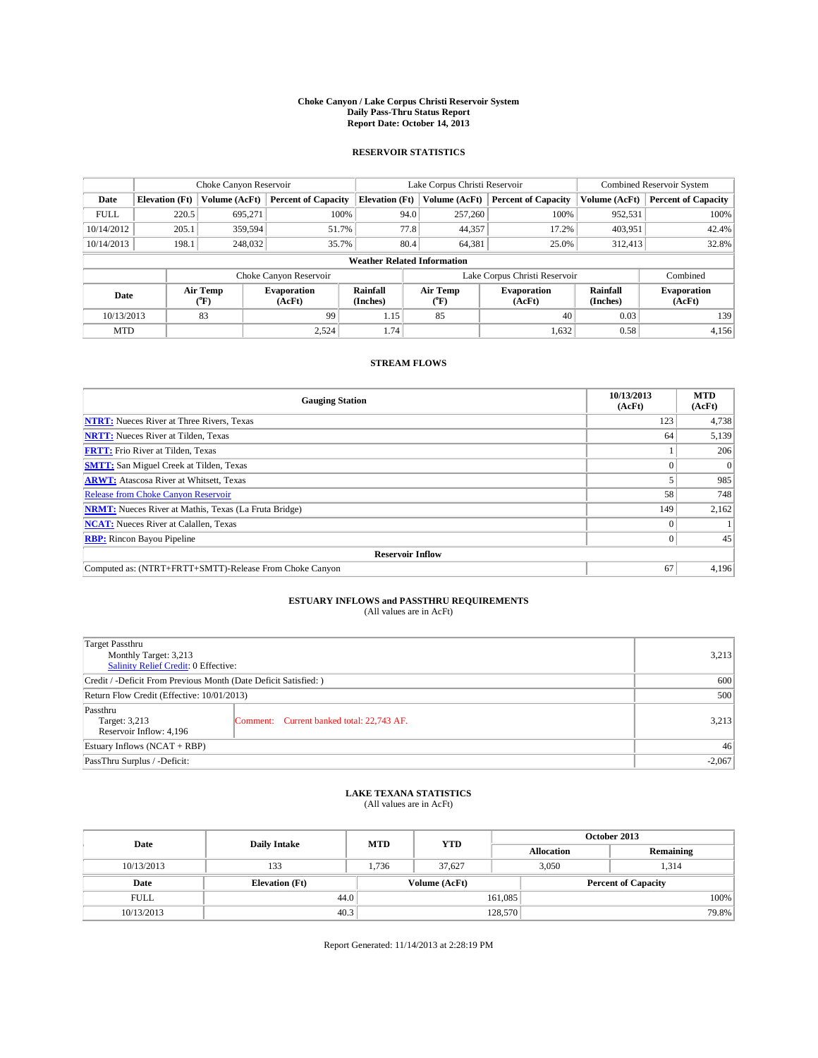**Choke Canyon / Lake Corpus Christi Reservoir System**
**Daily Pass-Thru Status Report**
**Report Date: October 14, 2013**

## RESERVOIR STATISTICS

| | Choke Canyon Reservoir | | | Lake Corpus Christi Reservoir | | | Combined Reservoir System | |
|---|---|---|---|---|---|---|---|---|
| Date | Elevation (Ft) | Volume (AcFt) | Percent of Capacity | Elevation (Ft) | Volume (AcFt) | Percent of Capacity | Volume (AcFt) | Percent of Capacity |
| FULL | 220.5 | 695,271 | 100% | 94.0 | 257,260 | 100% | 952,531 | 100% |
| 10/14/2012 | 205.1 | 359,594 | 51.7% | 77.8 | 44,357 | 17.2% | 403,951 | 42.4% |
| 10/14/2013 | 198.1 | 248,032 | 35.7% | 80.4 | 64,381 | 25.0% | 312,413 | 32.8% |

**Weather Related Information**

| | Choke Canyon Reservoir | | | Lake Corpus Christi Reservoir | | | Combined |
|---|---|---|---|---|---|---|---|
| Date | Air Temp (°F) | Evaporation (AcFt) | Rainfall (Inches) | Air Temp (°F) | Evaporation (AcFt) | Rainfall (Inches) | Evaporation (AcFt) |
| 10/13/2013 | 83 | 99 | 1.15 | 85 | 40 | 0.03 | 139 |
| MTD | | 2,524 | 1.74 | | 1,632 | 0.58 | 4,156 |

## STREAM FLOWS

| Gauging Station | 10/13/2013 (AcFt) | MTD (AcFt) |
|---|---|---|
| NTRT: Nueces River at Three Rivers, Texas | 123 | 4,738 |
| NRTT: Nueces River at Tilden, Texas | 64 | 5,139 |
| FRTT: Frio River at Tilden, Texas | 1 | 206 |
| SMTT: San Miguel Creek at Tilden, Texas | 0 | 0 |
| ARWT: Atascosa River at Whitsett, Texas | 5 | 985 |
| Release from Choke Canyon Reservoir | 58 | 748 |
| NRMT: Nueces River at Mathis, Texas (La Fruta Bridge) | 149 | 2,162 |
| NCAT: Nueces River at Calallen, Texas | 0 | 1 |
| RBP: Rincon Bayou Pipeline | 0 | 45 |
| **Reservoir Inflow** | | |
| Computed as: (NTRT+FRTT+SMTT)-Release From Choke Canyon | 67 | 4,196 |

## ESTUARY INFLOWS and PASSTHRU REQUIREMENTS
(All values are in AcFt)

| | | |
|---|---|---|
| Target Passthru<br>Monthly Target: 3,213<br>Salinity Relief Credit: 0 Effective: | | 3,213 |
| Credit / -Deficit From Previous Month (Date Deficit Satisfied: ) | | 600 |
| Return Flow Credit (Effective: 10/01/2013) | | 500 |
| Passthru<br>Target: 3,213<br>Reservoir Inflow: 4,196 | Comment: Current banked total: 22,743 AF. | 3,213 |
| Estuary Inflows (NCAT + RBP) | | 46 |
| PassThru Surplus / -Deficit: | | -2,067 |

## LAKE TEXANA STATISTICS
(All values are in AcFt)

| Date | Daily Intake | MTD | YTD | October 2013 Allocation | October 2013 Remaining |
|---|---|---|---|---|---|
| 10/13/2013 | 133 | 1,736 | 37,627 | 3,050 | 1,314 |

| Date | Elevation (Ft) | Volume (AcFt) | Percent of Capacity |
|---|---|---|---|
| FULL | 44.0 | 161,085 | 100% |
| 10/13/2013 | 40.3 | 128,570 | 79.8% |

Report Generated: 11/14/2013 at 2:28:19 PM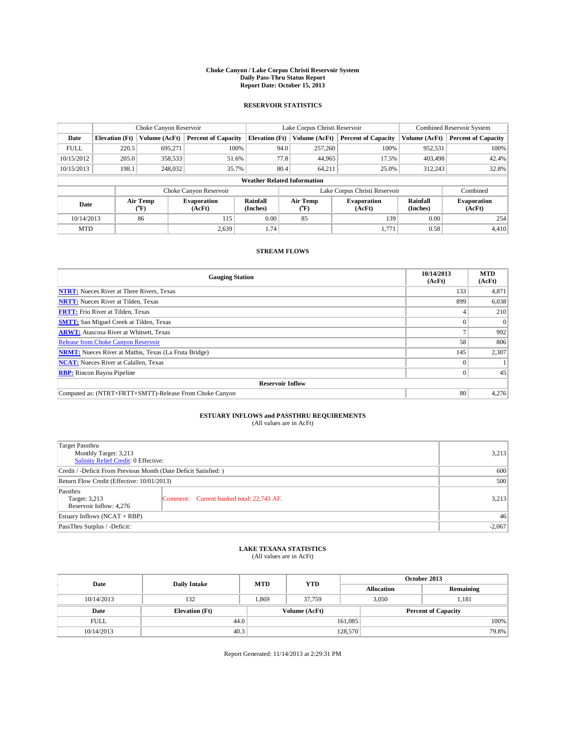# Choke Canyon / Lake Corpus Christi Reservoir System
## Daily Pass-Thru Status Report
### Report Date: October 15, 2013

## RESERVOIR STATISTICS

| | Choke Canyon Reservoir | | | Lake Corpus Christi Reservoir | | | Combined Reservoir System | |
|---|---|---|---|---|---|---|---|---|
| Date | Elevation (Ft) | Volume (AcFt) | Percent of Capacity | Elevation (Ft) | Volume (AcFt) | Percent of Capacity | Volume (AcFt) | Percent of Capacity |
| FULL | 220.5 | 695,271 | 100% | 94.0 | 257,260 | 100% | 952,531 | 100% |
| 10/15/2012 | 205.0 | 358,533 | 51.6% | 77.8 | 44,965 | 17.5% | 403,498 | 42.4% |
| 10/15/2013 | 198.1 | 248,032 | 35.7% | 80.4 | 64,211 | 25.0% | 312,243 | 32.8% |

**Weather Related Information**

| | Choke Canyon Reservoir | | | Lake Corpus Christi Reservoir | | | Combined |
|---|---|---|---|---|---|---|---|
| Date | Air Temp (°F) | Evaporation (AcFt) | Rainfall (Inches) | Air Temp (°F) | Evaporation (AcFt) | Rainfall (Inches) | Evaporation (AcFt) |
| 10/14/2013 | 86 | 115 | 0.00 | 85 | 139 | 0.00 | 254 |
| MTD | | 2,639 | 1.74 | | 1,771 | 0.58 | 4,410 |

## STREAM FLOWS

| Gauging Station | 10/14/2013 (AcFt) | MTD (AcFt) |
|---|---|---|
| NTRT: Nueces River at Three Rivers, Texas | 133 | 4,871 |
| NRTT: Nueces River at Tilden, Texas | 899 | 6,038 |
| FRTT: Frio River at Tilden, Texas | 4 | 210 |
| SMTT: San Miguel Creek at Tilden, Texas | 0 | 0 |
| ARWT: Atascosa River at Whitsett, Texas | 7 | 992 |
| Release from Choke Canyon Reservoir | 58 | 806 |
| NRMT: Nueces River at Mathis, Texas (La Fruta Bridge) | 145 | 2,307 |
| NCAT: Nueces River at Calallen, Texas | 0 | 1 |
| RBP: Rincon Bayou Pipeline | 0 | 45 |
| **Reservoir Inflow** | | |
| Computed as: (NTRT+FRTT+SMTT)-Release From Choke Canyon | 80 | 4,276 |

## ESTUARY INFLOWS and PASSTHRU REQUIREMENTS
(All values are in AcFt)

| | | |
|---|---|---|
| Target Passthru<br>Monthly Target: 3,213<br>Salinity Relief Credit: 0 Effective: | | 3,213 |
| Credit / -Deficit From Previous Month (Date Deficit Satisfied: ) | | 600 |
| Return Flow Credit (Effective: 10/01/2013) | | 500 |
| Passthru<br>Target: 3,213<br>Reservoir Inflow: 4,276 | Comment: Current banked total: 22,743 AF. | 3,213 |
| Estuary Inflows (NCAT + RBP) | | 46 |
| PassThru Surplus / -Deficit: | | -2,067 |

## LAKE TEXANA STATISTICS
(All values are in AcFt)

| Date | Daily Intake | MTD | YTD | October 2013 Allocation | October 2013 Remaining |
|---|---|---|---|---|---|
| 10/14/2013 | 132 | 1,869 | 37,759 | 3,050 | 1,181 |

| Date | Elevation (Ft) | Volume (AcFt) | Percent of Capacity |
|---|---|---|---|
| FULL | 44.0 | 161,085 | 100% |
| 10/14/2013 | 40.3 | 128,570 | 79.8% |

Report Generated: 11/14/2013 at 2:29:31 PM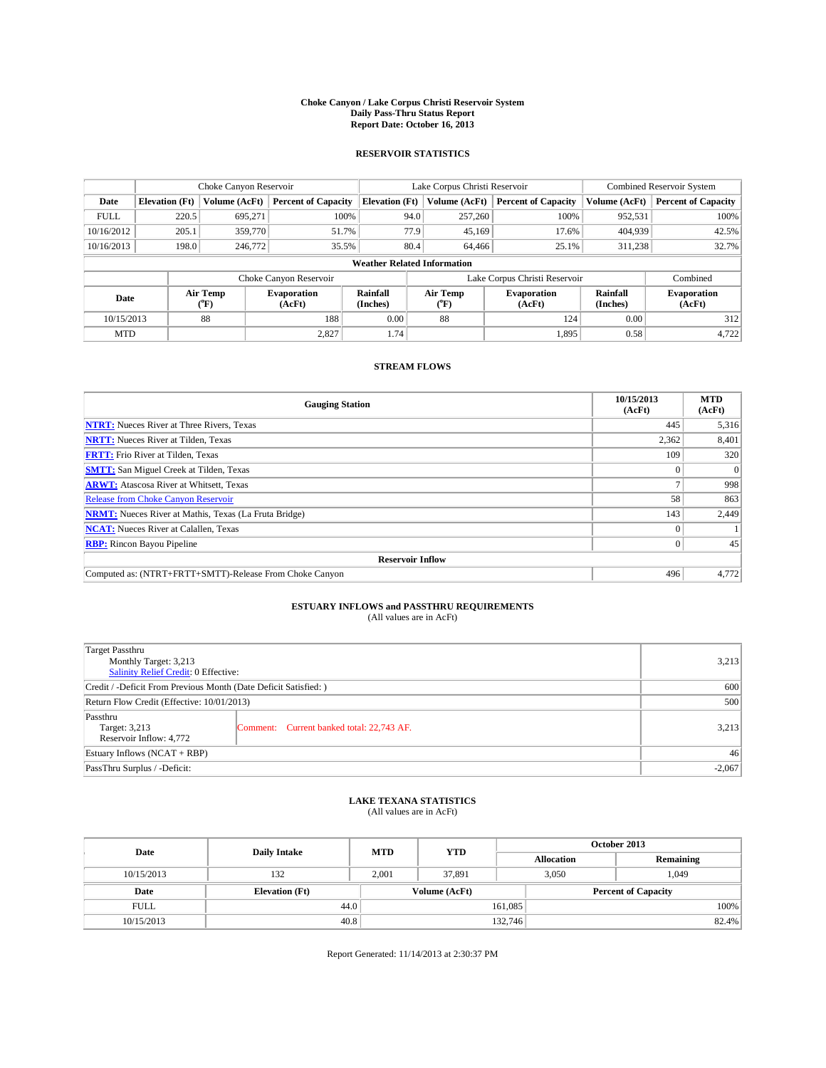# Choke Canyon / Lake Corpus Christi Reservoir System
## Daily Pass-Thru Status Report
### Report Date: October 16, 2013

## RESERVOIR STATISTICS

| | Choke Canyon Reservoir | | | Lake Corpus Christi Reservoir | | | Combined Reservoir System | |
|---|---|---|---|---|---|---|---|---|
| Date | Elevation (Ft) | Volume (AcFt) | Percent of Capacity | Elevation (Ft) | Volume (AcFt) | Percent of Capacity | Volume (AcFt) | Percent of Capacity |
| FULL | 220.5 | 695,271 | 100% | 94.0 | 257,260 | 100% | 952,531 | 100% |
| 10/16/2012 | 205.1 | 359,770 | 51.7% | 77.9 | 45,169 | 17.6% | 404,939 | 42.5% |
| 10/16/2013 | 198.0 | 246,772 | 35.5% | 80.4 | 64,466 | 25.1% | 311,238 | 32.7% |

**Weather Related Information**

| | Choke Canyon Reservoir | | | Lake Corpus Christi Reservoir | | | Combined |
|---|---|---|---|---|---|---|---|
| Date | Air Temp (°F) | Evaporation (AcFt) | Rainfall (Inches) | Air Temp (°F) | Evaporation (AcFt) | Rainfall (Inches) | Evaporation (AcFt) |
| 10/15/2013 | 88 | 188 | 0.00 | 88 | 124 | 0.00 | 312 |
| MTD | | 2,827 | 1.74 | | 1,895 | 0.58 | 4,722 |

## STREAM FLOWS

| Gauging Station | 10/15/2013 (AcFt) | MTD (AcFt) |
|---|---|---|
| **NTRT:** Nueces River at Three Rivers, Texas | 445 | 5,316 |
| **NRTT:** Nueces River at Tilden, Texas | 2,362 | 8,401 |
| **FRTT:** Frio River at Tilden, Texas | 109 | 320 |
| **SMTT:** San Miguel Creek at Tilden, Texas | 0 | 0 |
| **ARWT:** Atascosa River at Whitsett, Texas | 7 | 998 |
| Release from Choke Canyon Reservoir | 58 | 863 |
| **NRMT:** Nueces River at Mathis, Texas (La Fruta Bridge) | 143 | 2,449 |
| **NCAT:** Nueces River at Calallen, Texas | 0 | 1 |
| **RBP:** Rincon Bayou Pipeline | 0 | 45 |
| **Reservoir Inflow** | | |
| Computed as: (NTRT+FRTT+SMTT)-Release From Choke Canyon | 496 | 4,772 |

## ESTUARY INFLOWS and PASSTHRU REQUIREMENTS
(All values are in AcFt)

| | |
|---|---|
| Target Passthru<br>Monthly Target: 3,213<br>Salinity Relief Credit: 0 Effective: | 3,213 |
| Credit / -Deficit From Previous Month (Date Deficit Satisfied: ) | 600 |
| Return Flow Credit (Effective: 10/01/2013) | 500 |
| Passthru<br>Target: 3,213<br>Reservoir Inflow: 4,772 — Comment: Current banked total: 22,743 AF. | 3,213 |
| Estuary Inflows (NCAT + RBP) | 46 |
| PassThru Surplus / -Deficit: | -2,067 |

## LAKE TEXANA STATISTICS
(All values are in AcFt)

| Date | Daily Intake | MTD | YTD | October 2013 Allocation | October 2013 Remaining |
|---|---|---|---|---|---|
| 10/15/2013 | 132 | 2,001 | 37,891 | 3,050 | 1,049 |

| Date | Elevation (Ft) | Volume (AcFt) | Percent of Capacity |
|---|---|---|---|
| FULL | 44.0 | 161,085 | 100% |
| 10/15/2013 | 40.8 | 132,746 | 82.4% |

Report Generated: 11/14/2013 at 2:30:37 PM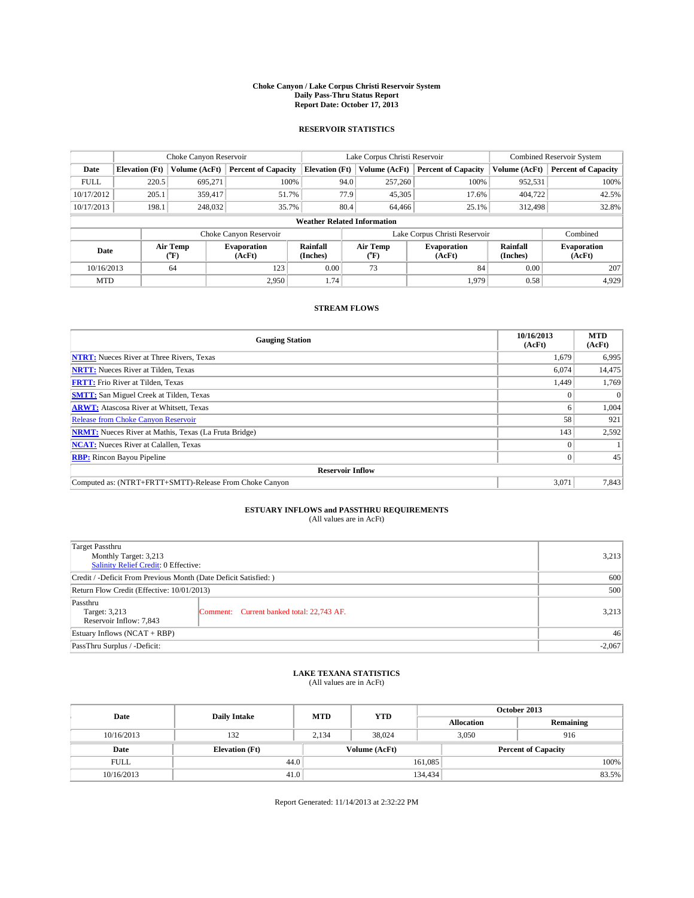# Choke Canyon / Lake Corpus Christi Reservoir System
## Daily Pass-Thru Status Report
## Report Date: October 17, 2013

### RESERVOIR STATISTICS

| | Choke Canyon Reservoir | | | Lake Corpus Christi Reservoir | | | Combined Reservoir System | |
|---|---|---|---|---|---|---|---|---|
| Date | Elevation (Ft) | Volume (AcFt) | Percent of Capacity | Elevation (Ft) | Volume (AcFt) | Percent of Capacity | Volume (AcFt) | Percent of Capacity |
| FULL | 220.5 | 695,271 | 100% | 94.0 | 257,260 | 100% | 952,531 | 100% |
| 10/17/2012 | 205.1 | 359,417 | 51.7% | 77.9 | 45,305 | 17.6% | 404,722 | 42.5% |
| 10/17/2013 | 198.1 | 248,032 | 35.7% | 80.4 | 64,466 | 25.1% | 312,498 | 32.8% |

**Weather Related Information**

| | Choke Canyon Reservoir | | | Lake Corpus Christi Reservoir | | | Combined |
|---|---|---|---|---|---|---|---|
| Date | Air Temp (°F) | Evaporation (AcFt) | Rainfall (Inches) | Air Temp (°F) | Evaporation (AcFt) | Rainfall (Inches) | Evaporation (AcFt) |
| 10/16/2013 | 64 | 123 | 0.00 | 73 | 84 | 0.00 | 207 |
| MTD | | 2,950 | 1.74 | | 1,979 | 0.58 | 4,929 |

### STREAM FLOWS

| Gauging Station | 10/16/2013 (AcFt) | MTD (AcFt) |
|---|---|---|
| NTRT: Nueces River at Three Rivers, Texas | 1,679 | 6,995 |
| NRTT: Nueces River at Tilden, Texas | 6,074 | 14,475 |
| FRTT: Frio River at Tilden, Texas | 1,449 | 1,769 |
| SMTT: San Miguel Creek at Tilden, Texas | 0 | 0 |
| ARWT: Atascosa River at Whitsett, Texas | 6 | 1,004 |
| Release from Choke Canyon Reservoir | 58 | 921 |
| NRMT: Nueces River at Mathis, Texas (La Fruta Bridge) | 143 | 2,592 |
| NCAT: Nueces River at Calallen, Texas | 0 | 1 |
| RBP: Rincon Bayou Pipeline | 0 | 45 |
| **Reservoir Inflow** | | |
| Computed as: (NTRT+FRTT+SMTT)-Release From Choke Canyon | 3,071 | 7,843 |

### ESTUARY INFLOWS and PASSTHRU REQUIREMENTS
(All values are in AcFt)

| | | |
|---|---|---|
| Target Passthru<br>Monthly Target: 3,213<br>Salinity Relief Credit: 0 Effective: | | 3,213 |
| Credit / -Deficit From Previous Month (Date Deficit Satisfied: ) | | 600 |
| Return Flow Credit (Effective: 10/01/2013) | | 500 |
| Passthru<br>Target: 3,213<br>Reservoir Inflow: 7,843 | Comment: Current banked total: 22,743 AF. | 3,213 |
| Estuary Inflows (NCAT + RBP) | | 46 |
| PassThru Surplus / -Deficit: | | -2,067 |

### LAKE TEXANA STATISTICS
(All values are in AcFt)

| Date | Daily Intake | MTD | YTD | October 2013 Allocation | October 2013 Remaining |
|---|---|---|---|---|---|
| 10/16/2013 | 132 | 2,134 | 38,024 | 3,050 | 916 |

| Date | Elevation (Ft) | Volume (AcFt) | Percent of Capacity |
|---|---|---|---|
| FULL | 44.0 | 161,085 | 100% |
| 10/16/2013 | 41.0 | 134,434 | 83.5% |

Report Generated: 11/14/2013 at 2:32:22 PM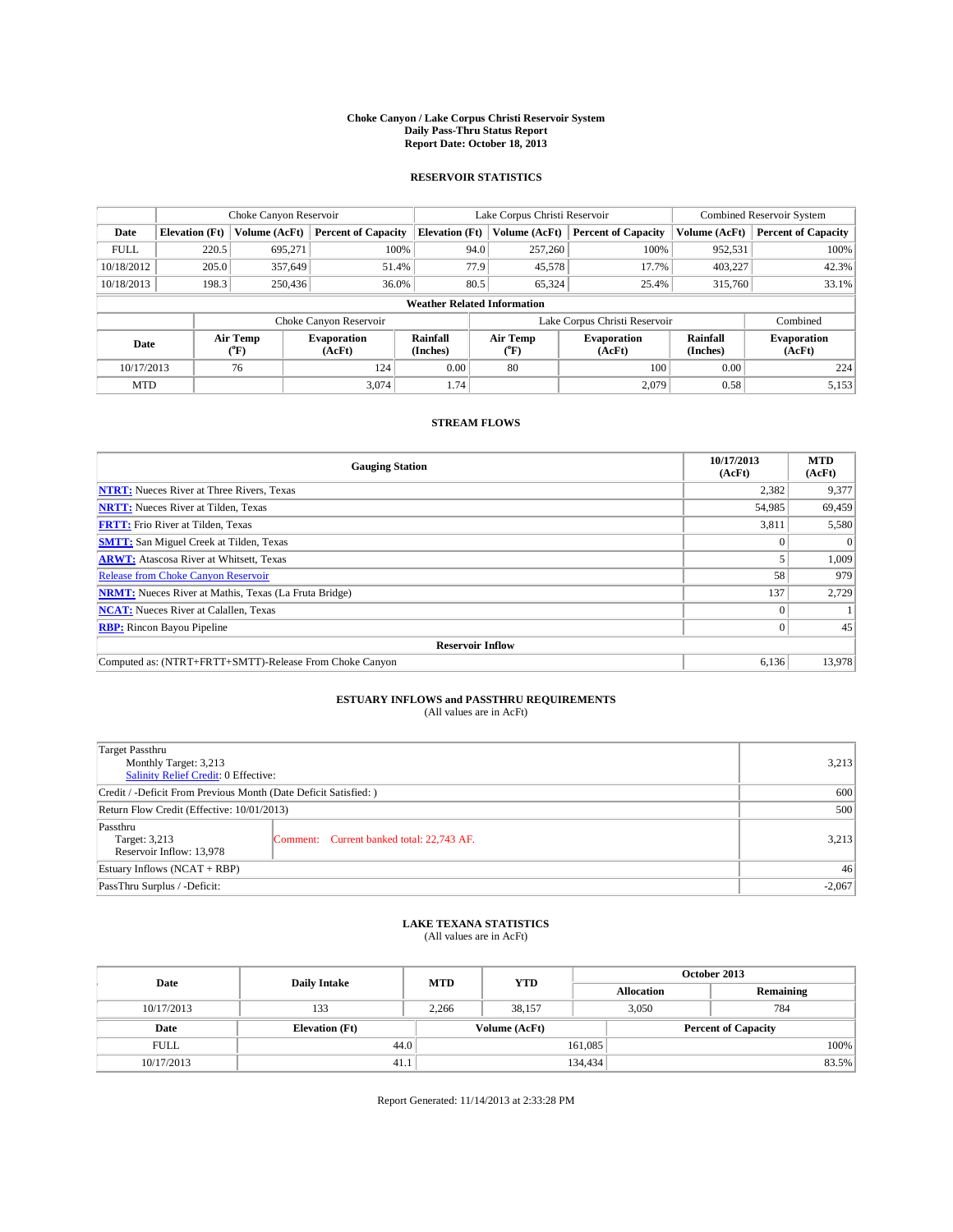# Choke Canyon / Lake Corpus Christi Reservoir System
## Daily Pass-Thru Status Report
## Report Date: October 18, 2013

### RESERVOIR STATISTICS

| | Choke Canyon Reservoir | | | Lake Corpus Christi Reservoir | | | Combined Reservoir System | |
|---|---|---|---|---|---|---|---|---|
| Date | Elevation (Ft) | Volume (AcFt) | Percent of Capacity | Elevation (Ft) | Volume (AcFt) | Percent of Capacity | Volume (AcFt) | Percent of Capacity |
| FULL | 220.5 | 695,271 | 100% | 94.0 | 257,260 | 100% | 952,531 | 100% |
| 10/18/2012 | 205.0 | 357,649 | 51.4% | 77.9 | 45,578 | 17.7% | 403,227 | 42.3% |
| 10/18/2013 | 198.3 | 250,436 | 36.0% | 80.5 | 65,324 | 25.4% | 315,760 | 33.1% |

**Weather Related Information**

| | Choke Canyon Reservoir | | | Lake Corpus Christi Reservoir | | | Combined |
|---|---|---|---|---|---|---|---|
| Date | Air Temp (°F) | Evaporation (AcFt) | Rainfall (Inches) | Air Temp (°F) | Evaporation (AcFt) | Rainfall (Inches) | Evaporation (AcFt) |
| 10/17/2013 | 76 | 124 | 0.00 | 80 | 100 | 0.00 | 224 |
| MTD | | 3,074 | 1.74 | | 2,079 | 0.58 | 5,153 |

### STREAM FLOWS

| Gauging Station | 10/17/2013 (AcFt) | MTD (AcFt) |
|---|---|---|
| **NTRT:** Nueces River at Three Rivers, Texas | 2,382 | 9,377 |
| **NRTT:** Nueces River at Tilden, Texas | 54,985 | 69,459 |
| **FRTT:** Frio River at Tilden, Texas | 3,811 | 5,580 |
| **SMTT:** San Miguel Creek at Tilden, Texas | 0 | 0 |
| **ARWT:** Atascosa River at Whitsett, Texas | 5 | 1,009 |
| Release from Choke Canyon Reservoir | 58 | 979 |
| **NRMT:** Nueces River at Mathis, Texas (La Fruta Bridge) | 137 | 2,729 |
| **NCAT:** Nueces River at Calallen, Texas | 0 | 1 |
| **RBP:** Rincon Bayou Pipeline | 0 | 45 |
| **Reservoir Inflow** | | |
| Computed as: (NTRT+FRTT+SMTT)-Release From Choke Canyon | 6,136 | 13,978 |

### ESTUARY INFLOWS and PASSTHRU REQUIREMENTS
(All values are in AcFt)

| | | |
|---|---|---|
| Target Passthru<br>Monthly Target: 3,213<br>Salinity Relief Credit: 0 Effective: | | 3,213 |
| Credit / -Deficit From Previous Month (Date Deficit Satisfied: ) | | 600 |
| Return Flow Credit (Effective: 10/01/2013) | | 500 |
| Passthru<br>Target: 3,213<br>Reservoir Inflow: 13,978 | Comment: Current banked total: 22,743 AF. | 3,213 |
| Estuary Inflows (NCAT + RBP) | | 46 |
| PassThru Surplus / -Deficit: | | -2,067 |

### LAKE TEXANA STATISTICS
(All values are in AcFt)

| Date | Daily Intake | MTD | YTD | October 2013 Allocation | October 2013 Remaining |
|---|---|---|---|---|---|
| 10/17/2013 | 133 | 2,266 | 38,157 | 3,050 | 784 |

| Date | Elevation (Ft) | Volume (AcFt) | Percent of Capacity |
|---|---|---|---|
| FULL | 44.0 | 161,085 | 100% |
| 10/17/2013 | 41.1 | 134,434 | 83.5% |

Report Generated: 11/14/2013 at 2:33:28 PM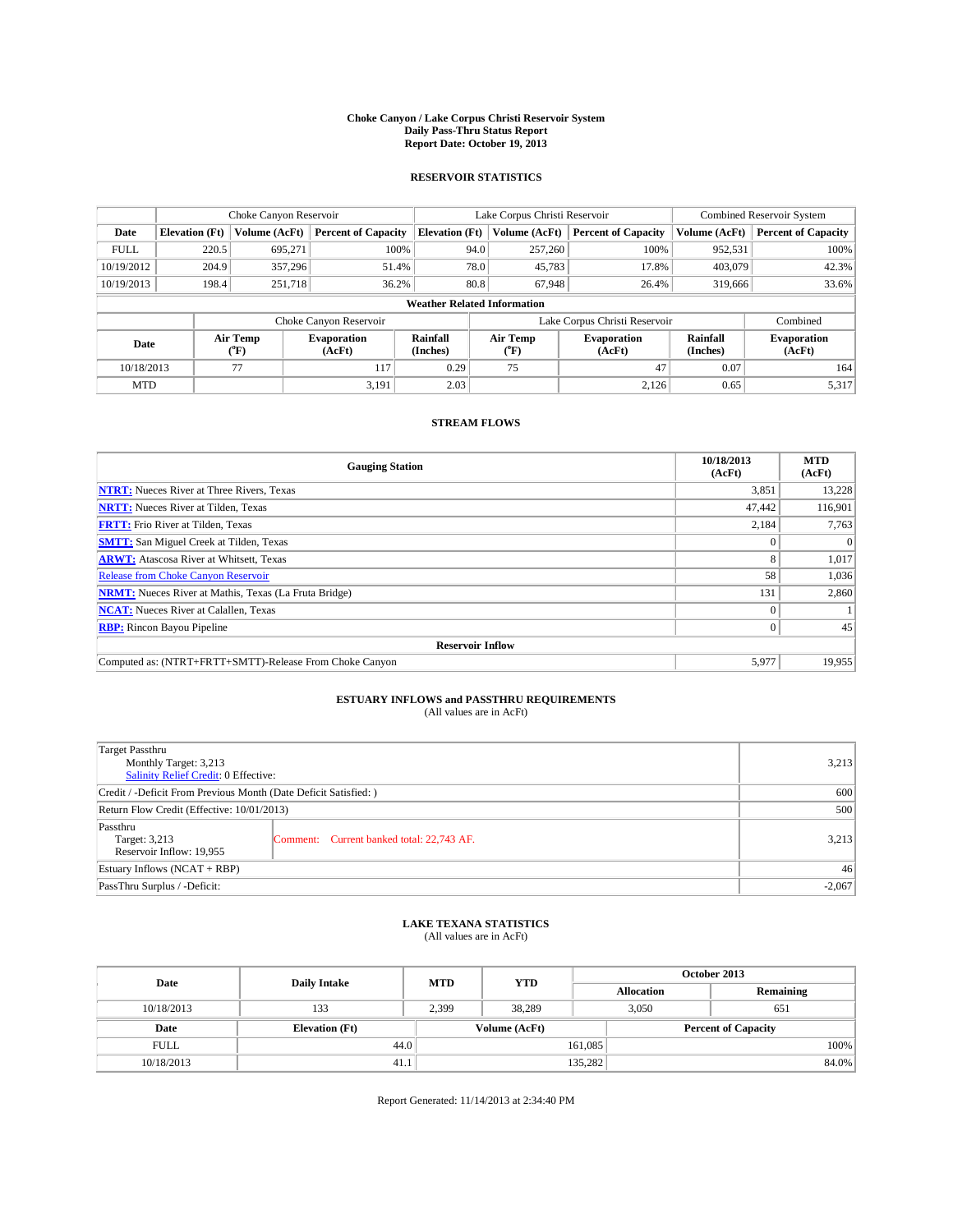# Choke Canyon / Lake Corpus Christi Reservoir System
## Daily Pass-Thru Status Report
## Report Date: October 19, 2013

### RESERVOIR STATISTICS

| | Choke Canyon Reservoir | | | Lake Corpus Christi Reservoir | | | Combined Reservoir System | |
|---|---|---|---|---|---|---|---|---|
| Date | Elevation (Ft) | Volume (AcFt) | Percent of Capacity | Elevation (Ft) | Volume (AcFt) | Percent of Capacity | Volume (AcFt) | Percent of Capacity |
| FULL | 220.5 | 695,271 | 100% | 94.0 | 257,260 | 100% | 952,531 | 100% |
| 10/19/2012 | 204.9 | 357,296 | 51.4% | 78.0 | 45,783 | 17.8% | 403,079 | 42.3% |
| 10/19/2013 | 198.4 | 251,718 | 36.2% | 80.8 | 67,948 | 26.4% | 319,666 | 33.6% |

**Weather Related Information**

| | Choke Canyon Reservoir | | | Lake Corpus Christi Reservoir | | | Combined |
|---|---|---|---|---|---|---|---|
| Date | Air Temp (°F) | Evaporation (AcFt) | Rainfall (Inches) | Air Temp (°F) | Evaporation (AcFt) | Rainfall (Inches) | Evaporation (AcFt) |
| 10/18/2013 | 77 | 117 | 0.29 | 75 | 47 | 0.07 | 164 |
| MTD | | 3,191 | 2.03 | | 2,126 | 0.65 | 5,317 |

### STREAM FLOWS

| Gauging Station | 10/18/2013 (AcFt) | MTD (AcFt) |
|---|---|---|
| NTRT: Nueces River at Three Rivers, Texas | 3,851 | 13,228 |
| NRTT: Nueces River at Tilden, Texas | 47,442 | 116,901 |
| FRTT: Frio River at Tilden, Texas | 2,184 | 7,763 |
| SMTT: San Miguel Creek at Tilden, Texas | 0 | 0 |
| ARWT: Atascosa River at Whitsett, Texas | 8 | 1,017 |
| Release from Choke Canyon Reservoir | 58 | 1,036 |
| NRMT: Nueces River at Mathis, Texas (La Fruta Bridge) | 131 | 2,860 |
| NCAT: Nueces River at Calallen, Texas | 0 | 1 |
| RBP: Rincon Bayou Pipeline | 0 | 45 |
| **Reservoir Inflow** | | |
| Computed as: (NTRT+FRTT+SMTT)-Release From Choke Canyon | 5,977 | 19,955 |

### ESTUARY INFLOWS and PASSTHRU REQUIREMENTS
(All values are in AcFt)

| | | |
|---|---|---|
| Target Passthru<br>Monthly Target: 3,213<br>Salinity Relief Credit: 0 Effective: | | 3,213 |
| Credit / -Deficit From Previous Month (Date Deficit Satisfied: ) | | 600 |
| Return Flow Credit (Effective: 10/01/2013) | | 500 |
| Passthru<br>Target: 3,213<br>Reservoir Inflow: 19,955 | Comment: Current banked total: 22,743 AF. | 3,213 |
| Estuary Inflows (NCAT + RBP) | | 46 |
| PassThru Surplus / -Deficit: | | -2,067 |

### LAKE TEXANA STATISTICS
(All values are in AcFt)

| Date | Daily Intake | MTD | YTD | October 2013 Allocation | October 2013 Remaining |
|---|---|---|---|---|---|
| 10/18/2013 | 133 | 2,399 | 38,289 | 3,050 | 651 |

| Date | Elevation (Ft) | Volume (AcFt) | Percent of Capacity |
|---|---|---|---|
| FULL | 44.0 | 161,085 | 100% |
| 10/18/2013 | 41.1 | 135,282 | 84.0% |

Report Generated: 11/14/2013 at 2:34:40 PM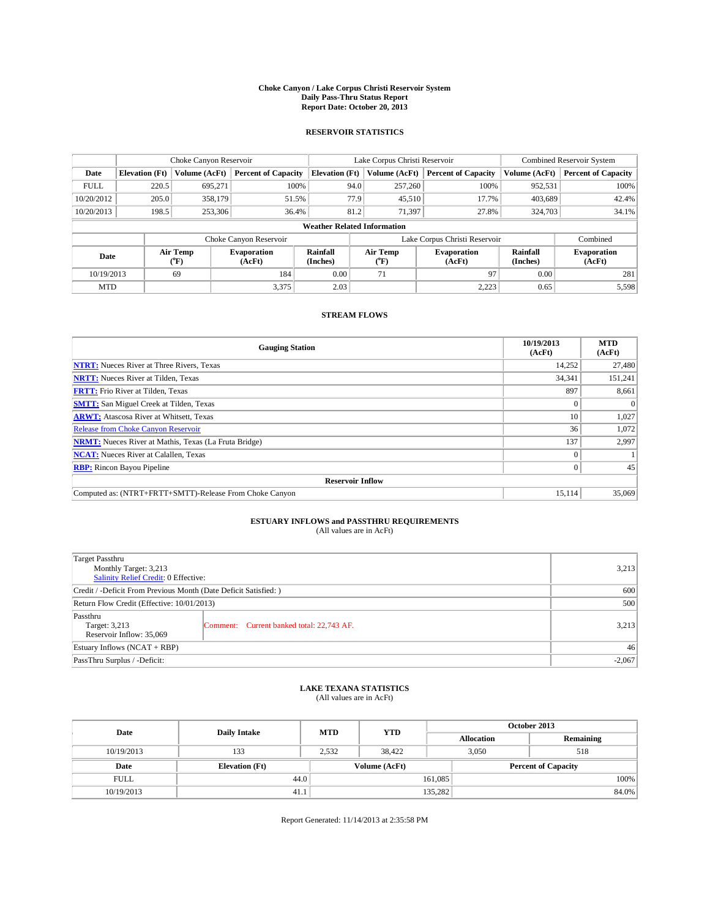# Choke Canyon / Lake Corpus Christi Reservoir System
## Daily Pass-Thru Status Report
### Report Date: October 20, 2013

## RESERVOIR STATISTICS

| | Choke Canyon Reservoir | | | Lake Corpus Christi Reservoir | | | Combined Reservoir System | |
|---|---|---|---|---|---|---|---|---|
| Date | Elevation (Ft) | Volume (AcFt) | Percent of Capacity | Elevation (Ft) | Volume (AcFt) | Percent of Capacity | Volume (AcFt) | Percent of Capacity |
| FULL | 220.5 | 695,271 | 100% | 94.0 | 257,260 | 100% | 952,531 | 100% |
| 10/20/2012 | 205.0 | 358,179 | 51.5% | 77.9 | 45,510 | 17.7% | 403,689 | 42.4% |
| 10/20/2013 | 198.5 | 253,306 | 36.4% | 81.2 | 71,397 | 27.8% | 324,703 | 34.1% |

**Weather Related Information**

| | Choke Canyon Reservoir | | | Lake Corpus Christi Reservoir | | | Combined |
|---|---|---|---|---|---|---|---|
| Date | Air Temp (°F) | Evaporation (AcFt) | Rainfall (Inches) | Air Temp (°F) | Evaporation (AcFt) | Rainfall (Inches) | Evaporation (AcFt) |
| 10/19/2013 | 69 | 184 | 0.00 | 71 | 97 | 0.00 | 281 |
| MTD | | 3,375 | 2.03 | | 2,223 | 0.65 | 5,598 |

## STREAM FLOWS

| Gauging Station | 10/19/2013 (AcFt) | MTD (AcFt) |
|---|---|---|
| **NTRT:** Nueces River at Three Rivers, Texas | 14,252 | 27,480 |
| **NRTT:** Nueces River at Tilden, Texas | 34,341 | 151,241 |
| **FRTT:** Frio River at Tilden, Texas | 897 | 8,661 |
| **SMTT:** San Miguel Creek at Tilden, Texas | 0 | 0 |
| **ARWT:** Atascosa River at Whitsett, Texas | 10 | 1,027 |
| Release from Choke Canyon Reservoir | 36 | 1,072 |
| **NRMT:** Nueces River at Mathis, Texas (La Fruta Bridge) | 137 | 2,997 |
| **NCAT:** Nueces River at Calallen, Texas | 0 | 1 |
| **RBP:** Rincon Bayou Pipeline | 0 | 45 |
| **Reservoir Inflow** | | |
| Computed as: (NTRT+FRTT+SMTT)-Release From Choke Canyon | 15,114 | 35,069 |

## ESTUARY INFLOWS and PASSTHRU REQUIREMENTS
(All values are in AcFt)

| | | |
|---|---|---|
| Target Passthru<br>Monthly Target: 3,213<br>Salinity Relief Credit: 0 Effective: | | 3,213 |
| Credit / -Deficit From Previous Month (Date Deficit Satisfied: ) | | 600 |
| Return Flow Credit (Effective: 10/01/2013) | | 500 |
| Passthru<br>Target: 3,213<br>Reservoir Inflow: 35,069 | Comment: Current banked total: 22,743 AF. | 3,213 |
| Estuary Inflows (NCAT + RBP) | | 46 |
| PassThru Surplus / -Deficit: | | -2,067 |

## LAKE TEXANA STATISTICS
(All values are in AcFt)

| Date | Daily Intake | MTD | YTD | October 2013 Allocation | October 2013 Remaining |
|---|---|---|---|---|---|
| 10/19/2013 | 133 | 2,532 | 38,422 | 3,050 | 518 |

| Date | Elevation (Ft) | Volume (AcFt) | Percent of Capacity |
|---|---|---|---|
| FULL | 44.0 | 161,085 | 100% |
| 10/19/2013 | 41.1 | 135,282 | 84.0% |

Report Generated: 11/14/2013 at 2:35:58 PM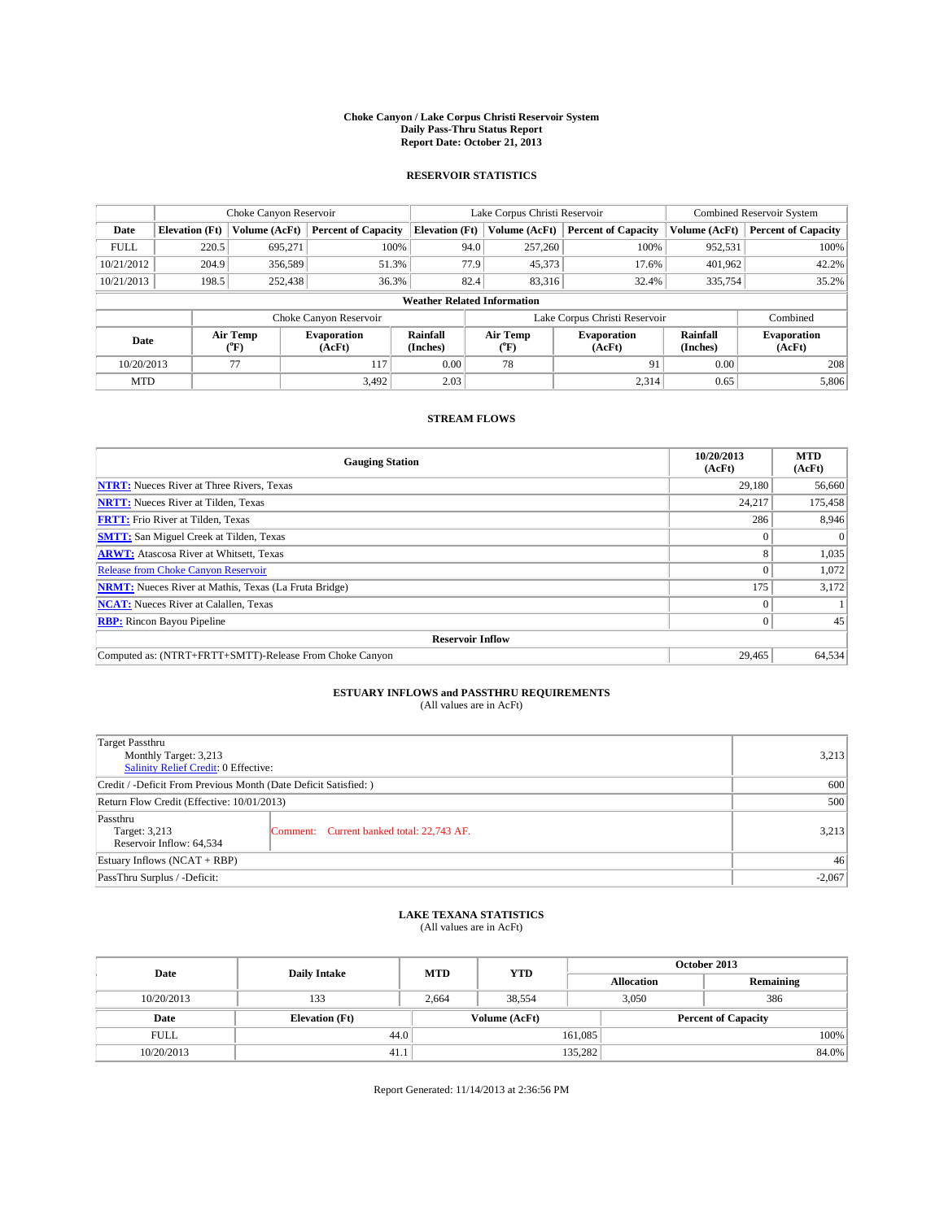**Choke Canyon / Lake Corpus Christi Reservoir System**
**Daily Pass-Thru Status Report**
**Report Date: October 21, 2013**

## RESERVOIR STATISTICS

| | Choke Canyon Reservoir | | | Lake Corpus Christi Reservoir | | | Combined Reservoir System | |
|---|---|---|---|---|---|---|---|---|
| **Date** | **Elevation (Ft)** | **Volume (AcFt)** | **Percent of Capacity** | **Elevation (Ft)** | **Volume (AcFt)** | **Percent of Capacity** | **Volume (AcFt)** | **Percent of Capacity** |
| FULL | 220.5 | 695,271 | 100% | 94.0 | 257,260 | 100% | 952,531 | 100% |
| 10/21/2012 | 204.9 | 356,589 | 51.3% | 77.9 | 45,373 | 17.6% | 401,962 | 42.2% |
| 10/21/2013 | 198.5 | 252,438 | 36.3% | 82.4 | 83,316 | 32.4% | 335,754 | 35.2% |

**Weather Related Information**

| | Choke Canyon Reservoir | | | Lake Corpus Christi Reservoir | | | Combined |
|---|---|---|---|---|---|---|---|
| **Date** | **Air Temp (°F)** | **Evaporation (AcFt)** | **Rainfall (Inches)** | **Air Temp (°F)** | **Evaporation (AcFt)** | **Rainfall (Inches)** | **Evaporation (AcFt)** |
| 10/20/2013 | 77 | 117 | 0.00 | 78 | 91 | 0.00 | 208 |
| MTD | | 3,492 | 2.03 | | 2,314 | 0.65 | 5,806 |

## STREAM FLOWS

| Gauging Station | 10/20/2013 (AcFt) | MTD (AcFt) |
|---|---|---|
| **NTRT:** Nueces River at Three Rivers, Texas | 29,180 | 56,660 |
| **NRTT:** Nueces River at Tilden, Texas | 24,217 | 175,458 |
| **FRTT:** Frio River at Tilden, Texas | 286 | 8,946 |
| **SMTT:** San Miguel Creek at Tilden, Texas | 0 | 0 |
| **ARWT:** Atascosa River at Whitsett, Texas | 8 | 1,035 |
| Release from Choke Canyon Reservoir | 0 | 1,072 |
| **NRMT:** Nueces River at Mathis, Texas (La Fruta Bridge) | 175 | 3,172 |
| **NCAT:** Nueces River at Calallen, Texas | 0 | 1 |
| **RBP:** Rincon Bayou Pipeline | 0 | 45 |
| **Reservoir Inflow** | | |
| Computed as: (NTRT+FRTT+SMTT)-Release From Choke Canyon | 29,465 | 64,534 |

## ESTUARY INFLOWS and PASSTHRU REQUIREMENTS
(All values are in AcFt)

| | | |
|---|---|---|
| Target Passthru<br>Monthly Target: 3,213<br>Salinity Relief Credit: 0 Effective: | | 3,213 |
| Credit / -Deficit From Previous Month (Date Deficit Satisfied: ) | | 600 |
| Return Flow Credit (Effective: 10/01/2013) | | 500 |
| Passthru<br>Target: 3,213<br>Reservoir Inflow: 64,534 | Comment: Current banked total: 22,743 AF. | 3,213 |
| Estuary Inflows (NCAT + RBP) | | 46 |
| PassThru Surplus / -Deficit: | | -2,067 |

## LAKE TEXANA STATISTICS
(All values are in AcFt)

| Date | Daily Intake | MTD | YTD | October 2013 Allocation | October 2013 Remaining |
|---|---|---|---|---|---|
| 10/20/2013 | 133 | 2,664 | 38,554 | 3,050 | 386 |

| Date | Elevation (Ft) | Volume (AcFt) | Percent of Capacity |
|---|---|---|---|
| FULL | 44.0 | 161,085 | 100% |
| 10/20/2013 | 41.1 | 135,282 | 84.0% |

Report Generated: 11/14/2013 at 2:36:56 PM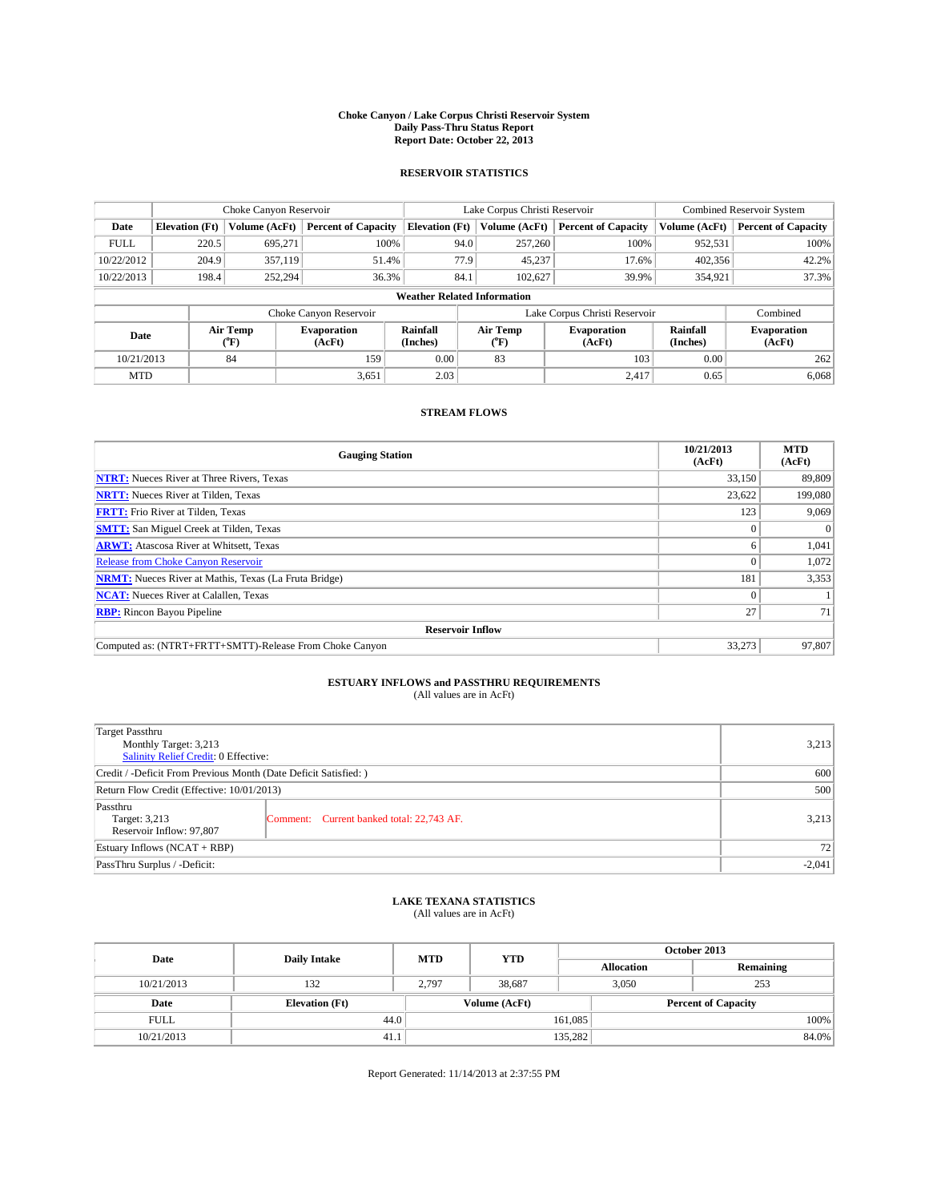# Choke Canyon / Lake Corpus Christi Reservoir System
## Daily Pass-Thru Status Report
## Report Date: October 22, 2013

### RESERVOIR STATISTICS

| | Choke Canyon Reservoir | | | Lake Corpus Christi Reservoir | | | Combined Reservoir System | |
|---|---|---|---|---|---|---|---|---|
| Date | Elevation (Ft) | Volume (AcFt) | Percent of Capacity | Elevation (Ft) | Volume (AcFt) | Percent of Capacity | Volume (AcFt) | Percent of Capacity |
| FULL | 220.5 | 695,271 | 100% | 94.0 | 257,260 | 100% | 952,531 | 100% |
| 10/22/2012 | 204.9 | 357,119 | 51.4% | 77.9 | 45,237 | 17.6% | 402,356 | 42.2% |
| 10/22/2013 | 198.4 | 252,294 | 36.3% | 84.1 | 102,627 | 39.9% | 354,921 | 37.3% |

**Weather Related Information**

| | Choke Canyon Reservoir | | | Lake Corpus Christi Reservoir | | | Combined |
|---|---|---|---|---|---|---|---|
| Date | Air Temp (°F) | Evaporation (AcFt) | Rainfall (Inches) | Air Temp (°F) | Evaporation (AcFt) | Rainfall (Inches) | Evaporation (AcFt) |
| 10/21/2013 | 84 | 159 | 0.00 | 83 | 103 | 0.00 | 262 |
| MTD | | 3,651 | 2.03 | | 2,417 | 0.65 | 6,068 |

### STREAM FLOWS

| Gauging Station | 10/21/2013 (AcFt) | MTD (AcFt) |
|---|---|---|
| **NTRT:** Nueces River at Three Rivers, Texas | 33,150 | 89,809 |
| **NRTT:** Nueces River at Tilden, Texas | 23,622 | 199,080 |
| **FRTT:** Frio River at Tilden, Texas | 123 | 9,069 |
| **SMTT:** San Miguel Creek at Tilden, Texas | 0 | 0 |
| **ARWT:** Atascosa River at Whitsett, Texas | 6 | 1,041 |
| Release from Choke Canyon Reservoir | 0 | 1,072 |
| **NRMT:** Nueces River at Mathis, Texas (La Fruta Bridge) | 181 | 3,353 |
| **NCAT:** Nueces River at Calallen, Texas | 0 | 1 |
| **RBP:** Rincon Bayou Pipeline | 27 | 71 |
| **Reservoir Inflow** | | |
| Computed as: (NTRT+FRTT+SMTT)-Release From Choke Canyon | 33,273 | 97,807 |

### ESTUARY INFLOWS and PASSTHRU REQUIREMENTS
(All values are in AcFt)

| | | |
|---|---|---|
| Target Passthru<br>Monthly Target: 3,213<br>Salinity Relief Credit: 0 Effective: | | 3,213 |
| Credit / -Deficit From Previous Month (Date Deficit Satisfied: ) | | 600 |
| Return Flow Credit (Effective: 10/01/2013) | | 500 |
| Passthru<br>Target: 3,213<br>Reservoir Inflow: 97,807 | Comment: Current banked total: 22,743 AF. | 3,213 |
| Estuary Inflows (NCAT + RBP) | | 72 |
| PassThru Surplus / -Deficit: | | -2,041 |

### LAKE TEXANA STATISTICS
(All values are in AcFt)

| Date | Daily Intake | MTD | YTD | October 2013 Allocation | October 2013 Remaining |
|---|---|---|---|---|---|
| 10/21/2013 | 132 | 2,797 | 38,687 | 3,050 | 253 |

| Date | Elevation (Ft) | Volume (AcFt) | Percent of Capacity |
|---|---|---|---|
| FULL | 44.0 | 161,085 | 100% |
| 10/21/2013 | 41.1 | 135,282 | 84.0% |

Report Generated: 11/14/2013 at 2:37:55 PM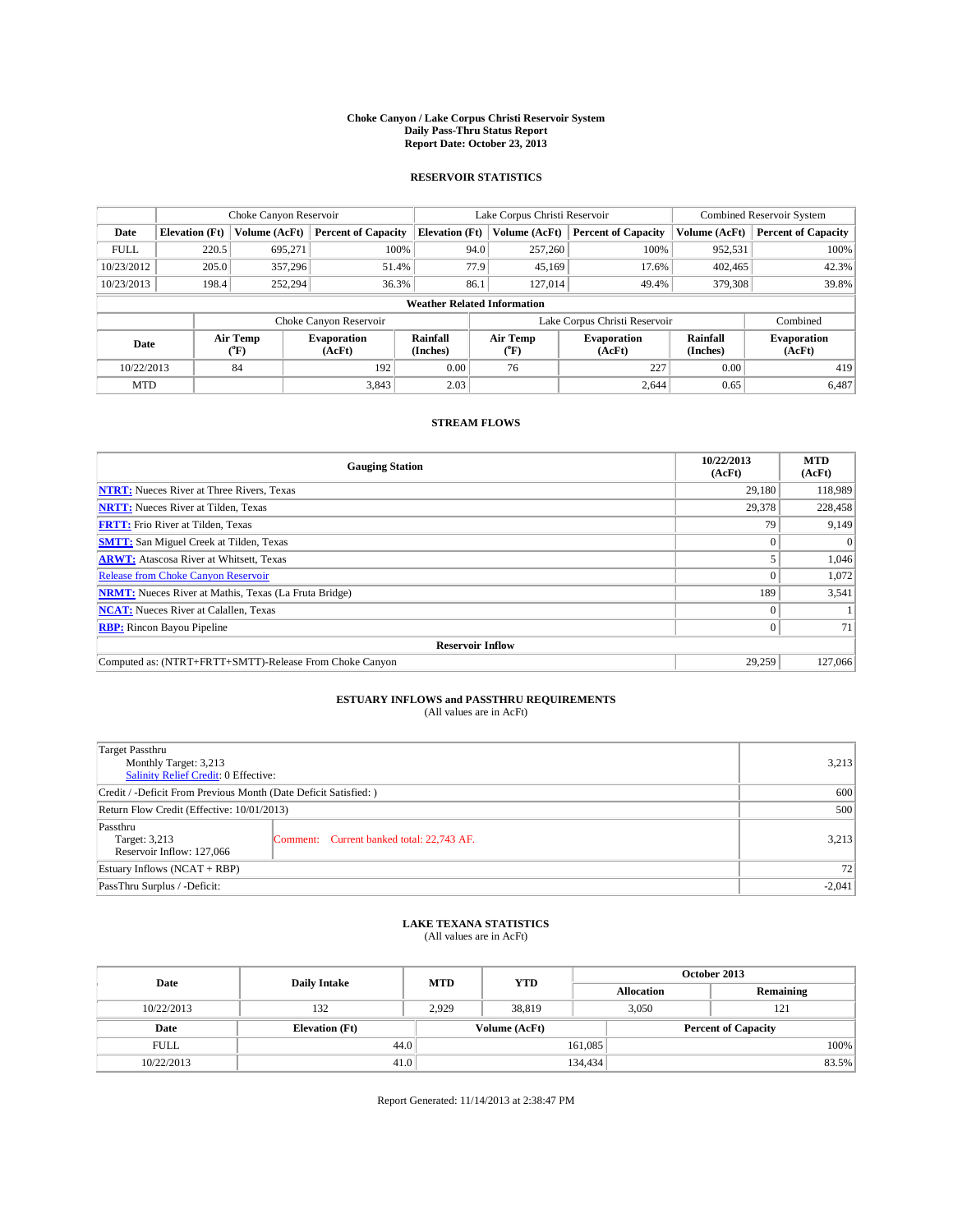# Choke Canyon / Lake Corpus Christi Reservoir System
## Daily Pass-Thru Status Report
### Report Date: October 23, 2013

## RESERVOIR STATISTICS

| | Choke Canyon Reservoir | | | Lake Corpus Christi Reservoir | | | Combined Reservoir System | |
|---|---|---|---|---|---|---|---|---|
| Date | Elevation (Ft) | Volume (AcFt) | Percent of Capacity | Elevation (Ft) | Volume (AcFt) | Percent of Capacity | Volume (AcFt) | Percent of Capacity |
| FULL | 220.5 | 695,271 | 100% | 94.0 | 257,260 | 100% | 952,531 | 100% |
| 10/23/2012 | 205.0 | 357,296 | 51.4% | 77.9 | 45,169 | 17.6% | 402,465 | 42.3% |
| 10/23/2013 | 198.4 | 252,294 | 36.3% | 86.1 | 127,014 | 49.4% | 379,308 | 39.8% |

**Weather Related Information**

| | Choke Canyon Reservoir | | | Lake Corpus Christi Reservoir | | | Combined |
|---|---|---|---|---|---|---|---|
| Date | Air Temp (°F) | Evaporation (AcFt) | Rainfall (Inches) | Air Temp (°F) | Evaporation (AcFt) | Rainfall (Inches) | Evaporation (AcFt) |
| 10/22/2013 | 84 | 192 | 0.00 | 76 | 227 | 0.00 | 419 |
| MTD | | 3,843 | 2.03 | | 2,644 | 0.65 | 6,487 |

## STREAM FLOWS

| Gauging Station | 10/22/2013 (AcFt) | MTD (AcFt) |
|---|---|---|
| NTRT: Nueces River at Three Rivers, Texas | 29,180 | 118,989 |
| NRTT: Nueces River at Tilden, Texas | 29,378 | 228,458 |
| FRTT: Frio River at Tilden, Texas | 79 | 9,149 |
| SMTT: San Miguel Creek at Tilden, Texas | 0 | 0 |
| ARWT: Atascosa River at Whitsett, Texas | 5 | 1,046 |
| Release from Choke Canyon Reservoir | 0 | 1,072 |
| NRMT: Nueces River at Mathis, Texas (La Fruta Bridge) | 189 | 3,541 |
| NCAT: Nueces River at Calallen, Texas | 0 | 1 |
| RBP: Rincon Bayou Pipeline | 0 | 71 |
| **Reservoir Inflow** | | |
| Computed as: (NTRT+FRTT+SMTT)-Release From Choke Canyon | 29,259 | 127,066 |

## ESTUARY INFLOWS and PASSTHRU REQUIREMENTS
(All values are in AcFt)

| | |
|---|---|
| Target Passthru<br>Monthly Target: 3,213<br>Salinity Relief Credit: 0 Effective: | 3,213 |
| Credit / -Deficit From Previous Month (Date Deficit Satisfied: ) | 600 |
| Return Flow Credit (Effective: 10/01/2013) | 500 |
| Passthru<br>Target: 3,213<br>Reservoir Inflow: 127,066 — Comment: Current banked total: 22,743 AF. | 3,213 |
| Estuary Inflows (NCAT + RBP) | 72 |
| PassThru Surplus / -Deficit: | -2,041 |

## LAKE TEXANA STATISTICS
(All values are in AcFt)

| Date | Daily Intake | MTD | YTD | October 2013 Allocation | October 2013 Remaining |
|---|---|---|---|---|---|
| 10/22/2013 | 132 | 2,929 | 38,819 | 3,050 | 121 |

| Date | Elevation (Ft) | Volume (AcFt) | Percent of Capacity |
|---|---|---|---|
| FULL | 44.0 | 161,085 | 100% |
| 10/22/2013 | 41.0 | 134,434 | 83.5% |

Report Generated: 11/14/2013 at 2:38:47 PM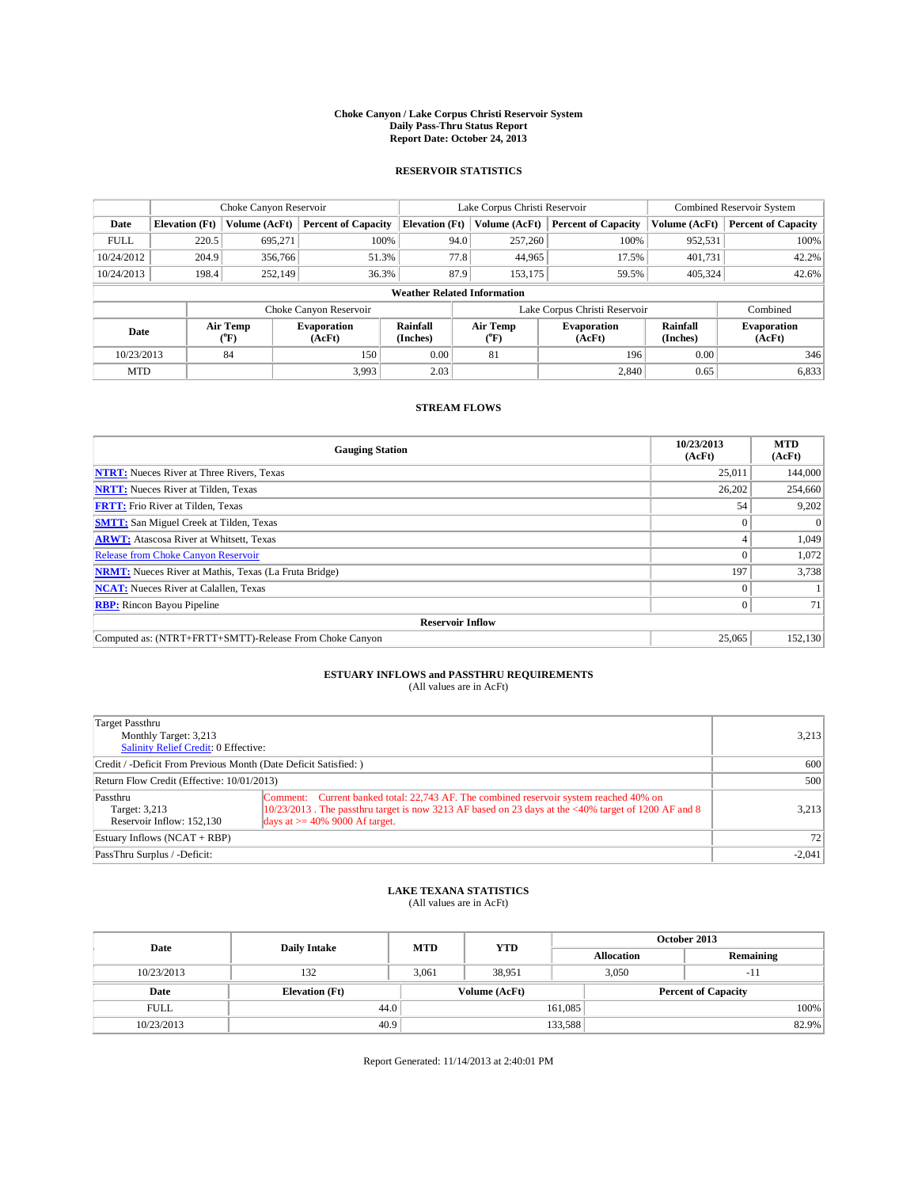# Choke Canyon / Lake Corpus Christi Reservoir System
## Daily Pass-Thru Status Report
## Report Date: October 24, 2013

### RESERVOIR STATISTICS

| | Choke Canyon Reservoir | | | Lake Corpus Christi Reservoir | | | Combined Reservoir System | |
|---|---|---|---|---|---|---|---|---|
| Date | Elevation (Ft) | Volume (AcFt) | Percent of Capacity | Elevation (Ft) | Volume (AcFt) | Percent of Capacity | Volume (AcFt) | Percent of Capacity |
| FULL | 220.5 | 695,271 | 100% | 94.0 | 257,260 | 100% | 952,531 | 100% |
| 10/24/2012 | 204.9 | 356,766 | 51.3% | 77.8 | 44,965 | 17.5% | 401,731 | 42.2% |
| 10/24/2013 | 198.4 | 252,149 | 36.3% | 87.9 | 153,175 | 59.5% | 405,324 | 42.6% |

**Weather Related Information**

| | Choke Canyon Reservoir | | | Lake Corpus Christi Reservoir | | | Combined |
|---|---|---|---|---|---|---|---|
| Date | Air Temp (°F) | Evaporation (AcFt) | Rainfall (Inches) | Air Temp (°F) | Evaporation (AcFt) | Rainfall (Inches) | Evaporation (AcFt) |
| 10/23/2013 | 84 | 150 | 0.00 | 81 | 196 | 0.00 | 346 |
| MTD | | 3,993 | 2.03 | | 2,840 | 0.65 | 6,833 |

### STREAM FLOWS

| Gauging Station | 10/23/2013 (AcFt) | MTD (AcFt) |
|---|---|---|
| NTRT: Nueces River at Three Rivers, Texas | 25,011 | 144,000 |
| NRTT: Nueces River at Tilden, Texas | 26,202 | 254,660 |
| FRTT: Frio River at Tilden, Texas | 54 | 9,202 |
| SMTT: San Miguel Creek at Tilden, Texas | 0 | 0 |
| ARWT: Atascosa River at Whitsett, Texas | 4 | 1,049 |
| Release from Choke Canyon Reservoir | 0 | 1,072 |
| NRMT: Nueces River at Mathis, Texas (La Fruta Bridge) | 197 | 3,738 |
| NCAT: Nueces River at Calallen, Texas | 0 | 1 |
| RBP: Rincon Bayou Pipeline | 0 | 71 |
| **Reservoir Inflow** | | |
| Computed as: (NTRT+FRTT+SMTT)-Release From Choke Canyon | 25,065 | 152,130 |

### ESTUARY INFLOWS and PASSTHRU REQUIREMENTS
(All values are in AcFt)

| | | |
|---|---|---|
| Target Passthru<br>Monthly Target: 3,213<br>Salinity Relief Credit: 0 Effective: | | 3,213 |
| Credit / -Deficit From Previous Month (Date Deficit Satisfied: ) | | 600 |
| Return Flow Credit (Effective: 10/01/2013) | | 500 |
| Passthru<br>Target: 3,213<br>Reservoir Inflow: 152,130 | Comment: Current banked total: 22,743 AF. The combined reservoir system reached 40% on 10/23/2013 . The passthru target is now 3213 AF based on 23 days at the <40% target of 1200 AF and 8 days at >= 40% 9000 Af target. | 3,213 |
| Estuary Inflows (NCAT + RBP) | | 72 |
| PassThru Surplus / -Deficit: | | -2,041 |

### LAKE TEXANA STATISTICS
(All values are in AcFt)

| Date | Daily Intake | MTD | YTD | October 2013 Allocation | October 2013 Remaining |
|---|---|---|---|---|---|
| 10/23/2013 | 132 | 3,061 | 38,951 | 3,050 | -11 |

| Date | Elevation (Ft) | Volume (AcFt) | Percent of Capacity |
|---|---|---|---|
| FULL | 44.0 | 161,085 | 100% |
| 10/23/2013 | 40.9 | 133,588 | 82.9% |

Report Generated: 11/14/2013 at 2:40:01 PM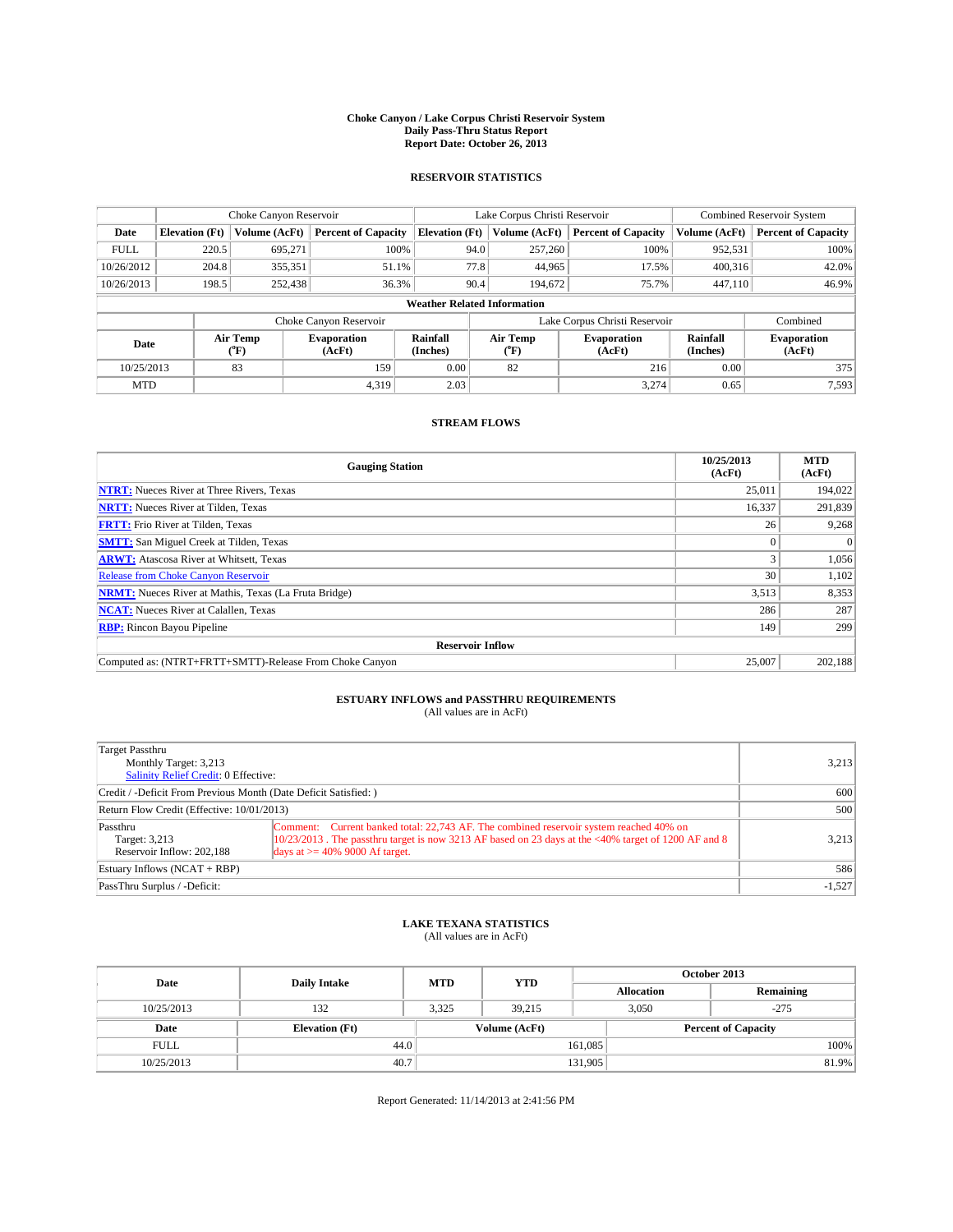**Choke Canyon / Lake Corpus Christi Reservoir System**
**Daily Pass-Thru Status Report**
**Report Date: October 26, 2013**

## RESERVOIR STATISTICS

| | Choke Canyon Reservoir | | | Lake Corpus Christi Reservoir | | | Combined Reservoir System | |
|---|---|---|---|---|---|---|---|---|
| Date | Elevation (Ft) | Volume (AcFt) | Percent of Capacity | Elevation (Ft) | Volume (AcFt) | Percent of Capacity | Volume (AcFt) | Percent of Capacity |
| FULL | 220.5 | 695,271 | 100% | 94.0 | 257,260 | 100% | 952,531 | 100% |
| 10/26/2012 | 204.8 | 355,351 | 51.1% | 77.8 | 44,965 | 17.5% | 400,316 | 42.0% |
| 10/26/2013 | 198.5 | 252,438 | 36.3% | 90.4 | 194,672 | 75.7% | 447,110 | 46.9% |

**Weather Related Information**

| | Choke Canyon Reservoir | | | Lake Corpus Christi Reservoir | | | Combined |
|---|---|---|---|---|---|---|---|
| Date | Air Temp (°F) | Evaporation (AcFt) | Rainfall (Inches) | Air Temp (°F) | Evaporation (AcFt) | Rainfall (Inches) | Evaporation (AcFt) |
| 10/25/2013 | 83 | 159 | 0.00 | 82 | 216 | 0.00 | 375 |
| MTD | | 4,319 | 2.03 | | 3,274 | 0.65 | 7,593 |

## STREAM FLOWS

| Gauging Station | 10/25/2013 (AcFt) | MTD (AcFt) |
|---|---|---|
| **NTRT:** Nueces River at Three Rivers, Texas | 25,011 | 194,022 |
| **NRTT:** Nueces River at Tilden, Texas | 16,337 | 291,839 |
| **FRTT:** Frio River at Tilden, Texas | 26 | 9,268 |
| **SMTT:** San Miguel Creek at Tilden, Texas | 0 | 0 |
| **ARWT:** Atascosa River at Whitsett, Texas | 3 | 1,056 |
| Release from Choke Canyon Reservoir | 30 | 1,102 |
| **NRMT:** Nueces River at Mathis, Texas (La Fruta Bridge) | 3,513 | 8,353 |
| **NCAT:** Nueces River at Calallen, Texas | 286 | 287 |
| **RBP:** Rincon Bayou Pipeline | 149 | 299 |
| **Reservoir Inflow** | | |
| Computed as: (NTRT+FRTT+SMTT)-Release From Choke Canyon | 25,007 | 202,188 |

## ESTUARY INFLOWS and PASSTHRU REQUIREMENTS
(All values are in AcFt)

| | | |
|---|---|---|
| Target Passthru<br>Monthly Target: 3,213<br>Salinity Relief Credit: 0 Effective: | | 3,213 |
| Credit / -Deficit From Previous Month (Date Deficit Satisfied: ) | | 600 |
| Return Flow Credit (Effective: 10/01/2013) | | 500 |
| Passthru<br>Target: 3,213<br>Reservoir Inflow: 202,188 | Comment: Current banked total: 22,743 AF. The combined reservoir system reached 40% on 10/23/2013 . The passthru target is now 3213 AF based on 23 days at the <40% target of 1200 AF and 8 days at >= 40% 9000 Af target. | 3,213 |
| Estuary Inflows (NCAT + RBP) | | 586 |
| PassThru Surplus / -Deficit: | | -1,527 |

## LAKE TEXANA STATISTICS
(All values are in AcFt)

| Date | Daily Intake | MTD | YTD | October 2013 Allocation | October 2013 Remaining |
|---|---|---|---|---|---|
| 10/25/2013 | 132 | 3,325 | 39,215 | 3,050 | -275 |

| Date | Elevation (Ft) | Volume (AcFt) | Percent of Capacity |
|---|---|---|---|
| FULL | 44.0 | 161,085 | 100% |
| 10/25/2013 | 40.7 | 131,905 | 81.9% |

Report Generated: 11/14/2013 at 2:41:56 PM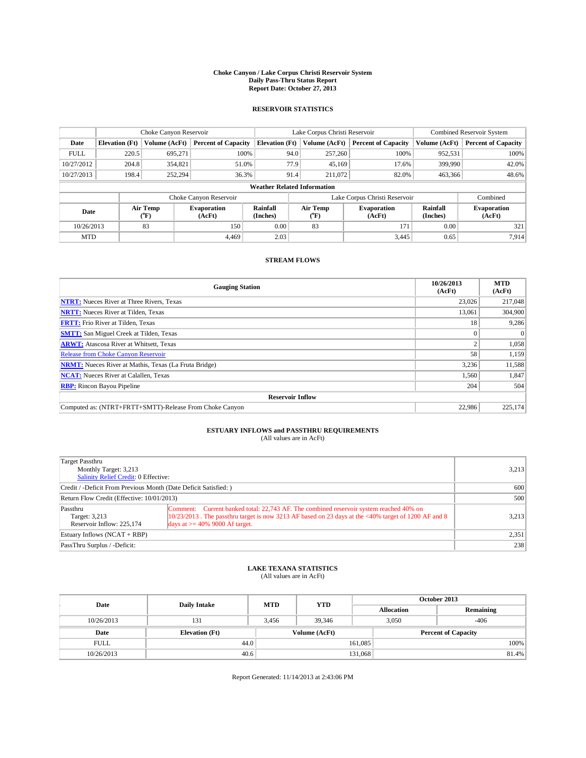# Choke Canyon / Lake Corpus Christi Reservoir System
## Daily Pass-Thru Status Report
## Report Date: October 27, 2013

### RESERVOIR STATISTICS

| | Choke Canyon Reservoir | | | Lake Corpus Christi Reservoir | | | Combined Reservoir System | |
|---|---|---|---|---|---|---|---|---|
| Date | Elevation (Ft) | Volume (AcFt) | Percent of Capacity | Elevation (Ft) | Volume (AcFt) | Percent of Capacity | Volume (AcFt) | Percent of Capacity |
| FULL | 220.5 | 695,271 | 100% | 94.0 | 257,260 | 100% | 952,531 | 100% |
| 10/27/2012 | 204.8 | 354,821 | 51.0% | 77.9 | 45,169 | 17.6% | 399,990 | 42.0% |
| 10/27/2013 | 198.4 | 252,294 | 36.3% | 91.4 | 211,072 | 82.0% | 463,366 | 48.6% |

**Weather Related Information**

| | Choke Canyon Reservoir | | | Lake Corpus Christi Reservoir | | | Combined |
|---|---|---|---|---|---|---|---|
| Date | Air Temp (°F) | Evaporation (AcFt) | Rainfall (Inches) | Air Temp (°F) | Evaporation (AcFt) | Rainfall (Inches) | Evaporation (AcFt) |
| 10/26/2013 | 83 | 150 | 0.00 | 83 | 171 | 0.00 | 321 |
| MTD | | 4,469 | 2.03 | | 3,445 | 0.65 | 7,914 |

### STREAM FLOWS

| Gauging Station | 10/26/2013 (AcFt) | MTD (AcFt) |
|---|---|---|
| **NTRT:** Nueces River at Three Rivers, Texas | 23,026 | 217,048 |
| **NRTT:** Nueces River at Tilden, Texas | 13,061 | 304,900 |
| **FRTT:** Frio River at Tilden, Texas | 18 | 9,286 |
| **SMTT:** San Miguel Creek at Tilden, Texas | 0 | 0 |
| **ARWT:** Atascosa River at Whitsett, Texas | 2 | 1,058 |
| Release from Choke Canyon Reservoir | 58 | 1,159 |
| **NRMT:** Nueces River at Mathis, Texas (La Fruta Bridge) | 3,236 | 11,588 |
| **NCAT:** Nueces River at Calallen, Texas | 1,560 | 1,847 |
| **RBP:** Rincon Bayou Pipeline | 204 | 504 |
| **Reservoir Inflow** | | |
| Computed as: (NTRT+FRTT+SMTT)-Release From Choke Canyon | 22,986 | 225,174 |

### ESTUARY INFLOWS and PASSTHRU REQUIREMENTS
(All values are in AcFt)

| | | |
|---|---|---|
| Target Passthru<br>Monthly Target: 3,213<br>Salinity Relief Credit: 0 Effective: | | 3,213 |
| Credit / -Deficit From Previous Month (Date Deficit Satisfied: ) | | 600 |
| Return Flow Credit (Effective: 10/01/2013) | | 500 |
| Passthru<br>Target: 3,213<br>Reservoir Inflow: 225,174 | Comment: Current banked total: 22,743 AF. The combined reservoir system reached 40% on 10/23/2013 . The passthru target is now 3213 AF based on 23 days at the <40% target of 1200 AF and 8 days at >= 40% 9000 Af target. | 3,213 |
| Estuary Inflows (NCAT + RBP) | | 2,351 |
| PassThru Surplus / -Deficit: | | 238 |

### LAKE TEXANA STATISTICS
(All values are in AcFt)

| Date | Daily Intake | MTD | YTD | October 2013 Allocation | October 2013 Remaining |
|---|---|---|---|---|---|
| 10/26/2013 | 131 | 3,456 | 39,346 | 3,050 | -406 |

| Date | Elevation (Ft) | Volume (AcFt) | Percent of Capacity |
|---|---|---|---|
| FULL | 44.0 | 161,085 | 100% |
| 10/26/2013 | 40.6 | 131,068 | 81.4% |

Report Generated: 11/14/2013 at 2:43:06 PM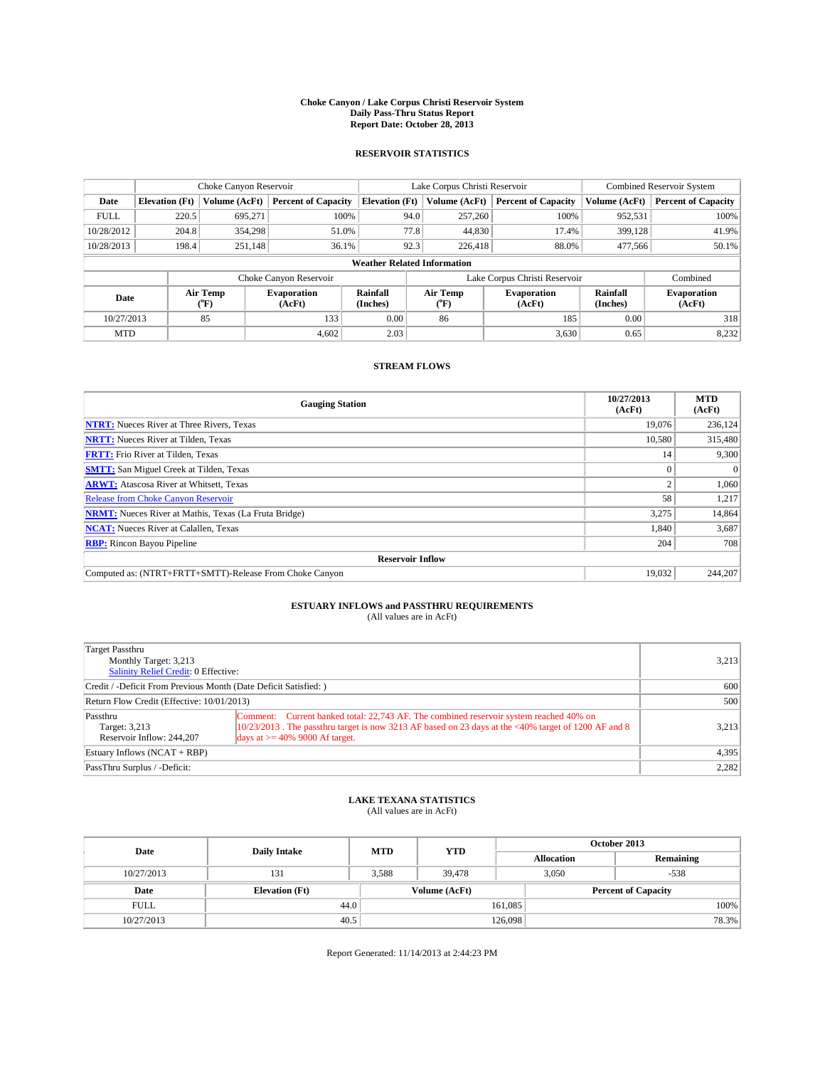# Choke Canyon / Lake Corpus Christi Reservoir System
## Daily Pass-Thru Status Report
### Report Date: October 28, 2013

## RESERVOIR STATISTICS

| | Choke Canyon Reservoir | | | Lake Corpus Christi Reservoir | | | Combined Reservoir System | |
|---|---|---|---|---|---|---|---|---|
| Date | Elevation (Ft) | Volume (AcFt) | Percent of Capacity | Elevation (Ft) | Volume (AcFt) | Percent of Capacity | Volume (AcFt) | Percent of Capacity |
| FULL | 220.5 | 695,271 | 100% | 94.0 | 257,260 | 100% | 952,531 | 100% |
| 10/28/2012 | 204.8 | 354,298 | 51.0% | 77.8 | 44,830 | 17.4% | 399,128 | 41.9% |
| 10/28/2013 | 198.4 | 251,148 | 36.1% | 92.3 | 226,418 | 88.0% | 477,566 | 50.1% |

**Weather Related Information**

| | Choke Canyon Reservoir | | | Lake Corpus Christi Reservoir | | | Combined |
|---|---|---|---|---|---|---|---|
| Date | Air Temp (°F) | Evaporation (AcFt) | Rainfall (Inches) | Air Temp (°F) | Evaporation (AcFt) | Rainfall (Inches) | Evaporation (AcFt) |
| 10/27/2013 | 85 | 133 | 0.00 | 86 | 185 | 0.00 | 318 |
| MTD | | 4,602 | 2.03 | | 3,630 | 0.65 | 8,232 |

## STREAM FLOWS

| Gauging Station | 10/27/2013 (AcFt) | MTD (AcFt) |
|---|---|---|
| NTRT: Nueces River at Three Rivers, Texas | 19,076 | 236,124 |
| NRTT: Nueces River at Tilden, Texas | 10,580 | 315,480 |
| FRTT: Frio River at Tilden, Texas | 14 | 9,300 |
| SMTT: San Miguel Creek at Tilden, Texas | 0 | 0 |
| ARWT: Atascosa River at Whitsett, Texas | 2 | 1,060 |
| Release from Choke Canyon Reservoir | 58 | 1,217 |
| NRMT: Nueces River at Mathis, Texas (La Fruta Bridge) | 3,275 | 14,864 |
| NCAT: Nueces River at Calallen, Texas | 1,840 | 3,687 |
| RBP: Rincon Bayou Pipeline | 204 | 708 |
| **Reservoir Inflow** | | |
| Computed as: (NTRT+FRTT+SMTT)-Release From Choke Canyon | 19,032 | 244,207 |

## ESTUARY INFLOWS and PASSTHRU REQUIREMENTS
(All values are in AcFt)

| | | |
|---|---|---|
| Target Passthru<br>Monthly Target: 3,213<br>Salinity Relief Credit: 0 Effective: | | 3,213 |
| Credit / -Deficit From Previous Month (Date Deficit Satisfied: ) | | 600 |
| Return Flow Credit (Effective: 10/01/2013) | | 500 |
| Passthru<br>Target: 3,213<br>Reservoir Inflow: 244,207 | Comment: Current banked total: 22,743 AF. The combined reservoir system reached 40% on 10/23/2013 . The passthru target is now 3213 AF based on 23 days at the <40% target of 1200 AF and 8 days at >= 40% 9000 Af target. | 3,213 |
| Estuary Inflows (NCAT + RBP) | | 4,395 |
| PassThru Surplus / -Deficit: | | 2,282 |

## LAKE TEXANA STATISTICS
(All values are in AcFt)

| Date | Daily Intake | MTD | YTD | October 2013 Allocation | October 2013 Remaining |
|---|---|---|---|---|---|
| 10/27/2013 | 131 | 3,588 | 39,478 | 3,050 | -538 |

| Date | Elevation (Ft) | Volume (AcFt) | Percent of Capacity |
|---|---|---|---|
| FULL | 44.0 | 161,085 | 100% |
| 10/27/2013 | 40.5 | 126,098 | 78.3% |

Report Generated: 11/14/2013 at 2:44:23 PM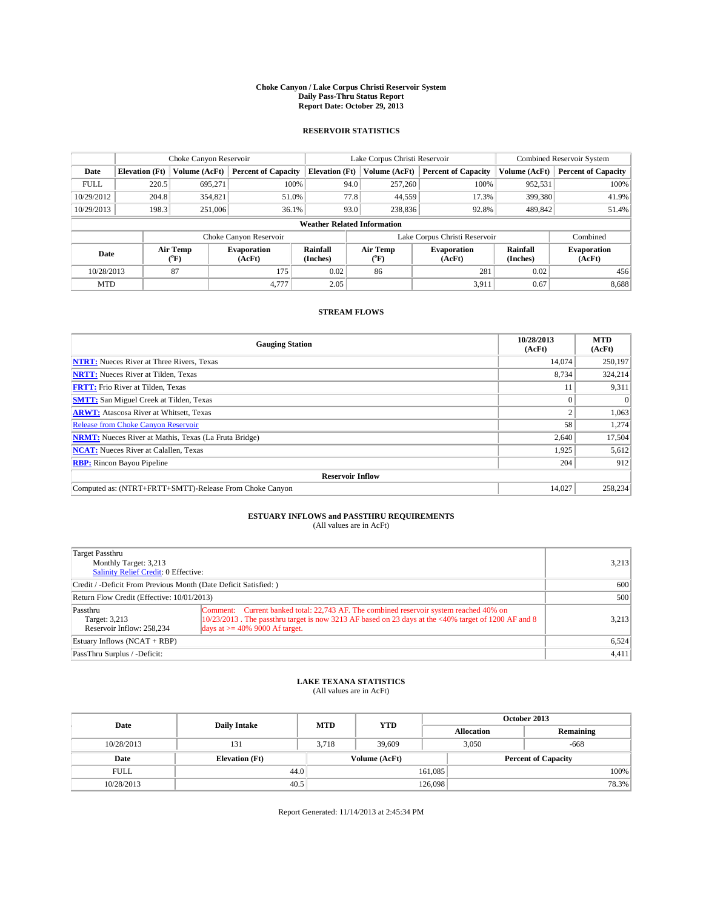# Choke Canyon / Lake Corpus Christi Reservoir System
## Daily Pass-Thru Status Report
## Report Date: October 29, 2013

### RESERVOIR STATISTICS

| | Choke Canyon Reservoir | | | Lake Corpus Christi Reservoir | | | Combined Reservoir System | |
|---|---|---|---|---|---|---|---|---|
| Date | Elevation (Ft) | Volume (AcFt) | Percent of Capacity | Elevation (Ft) | Volume (AcFt) | Percent of Capacity | Volume (AcFt) | Percent of Capacity |
| FULL | 220.5 | 695,271 | 100% | 94.0 | 257,260 | 100% | 952,531 | 100% |
| 10/29/2012 | 204.8 | 354,821 | 51.0% | 77.8 | 44,559 | 17.3% | 399,380 | 41.9% |
| 10/29/2013 | 198.3 | 251,006 | 36.1% | 93.0 | 238,836 | 92.8% | 489,842 | 51.4% |

**Weather Related Information**

| | Choke Canyon Reservoir | | | Lake Corpus Christi Reservoir | | | Combined |
|---|---|---|---|---|---|---|---|
| Date | Air Temp (°F) | Evaporation (AcFt) | Rainfall (Inches) | Air Temp (°F) | Evaporation (AcFt) | Rainfall (Inches) | Evaporation (AcFt) |
| 10/28/2013 | 87 | 175 | 0.02 | 86 | 281 | 0.02 | 456 |
| MTD | | 4,777 | 2.05 | | 3,911 | 0.67 | 8,688 |

### STREAM FLOWS

| Gauging Station | 10/28/2013 (AcFt) | MTD (AcFt) |
|---|---|---|
| NTRT: Nueces River at Three Rivers, Texas | 14,074 | 250,197 |
| NRTT: Nueces River at Tilden, Texas | 8,734 | 324,214 |
| FRTT: Frio River at Tilden, Texas | 11 | 9,311 |
| SMTT: San Miguel Creek at Tilden, Texas | 0 | 0 |
| ARWT: Atascosa River at Whitsett, Texas | 2 | 1,063 |
| Release from Choke Canyon Reservoir | 58 | 1,274 |
| NRMT: Nueces River at Mathis, Texas (La Fruta Bridge) | 2,640 | 17,504 |
| NCAT: Nueces River at Calallen, Texas | 1,925 | 5,612 |
| RBP: Rincon Bayou Pipeline | 204 | 912 |
| **Reservoir Inflow** | | |
| Computed as: (NTRT+FRTT+SMTT)-Release From Choke Canyon | 14,027 | 258,234 |

### ESTUARY INFLOWS and PASSTHRU REQUIREMENTS
(All values are in AcFt)

| | | |
|---|---|---|
| Target Passthru<br>Monthly Target: 3,213<br>Salinity Relief Credit: 0 Effective: | | 3,213 |
| Credit / -Deficit From Previous Month (Date Deficit Satisfied: ) | | 600 |
| Return Flow Credit (Effective: 10/01/2013) | | 500 |
| Passthru<br>Target: 3,213<br>Reservoir Inflow: 258,234 | Comment: Current banked total: 22,743 AF. The combined reservoir system reached 40% on 10/23/2013 . The passthru target is now 3213 AF based on 23 days at the <40% target of 1200 AF and 8 days at >= 40% 9000 Af target. | 3,213 |
| Estuary Inflows (NCAT + RBP) | | 6,524 |
| PassThru Surplus / -Deficit: | | 4,411 |

### LAKE TEXANA STATISTICS
(All values are in AcFt)

| Date | Daily Intake | MTD | YTD | October 2013 Allocation | October 2013 Remaining |
|---|---|---|---|---|---|
| 10/28/2013 | 131 | 3,718 | 39,609 | 3,050 | -668 |

| Date | Elevation (Ft) | Volume (AcFt) | Percent of Capacity |
|---|---|---|---|
| FULL | 44.0 | 161,085 | 100% |
| 10/28/2013 | 40.5 | 126,098 | 78.3% |

Report Generated: 11/14/2013 at 2:45:34 PM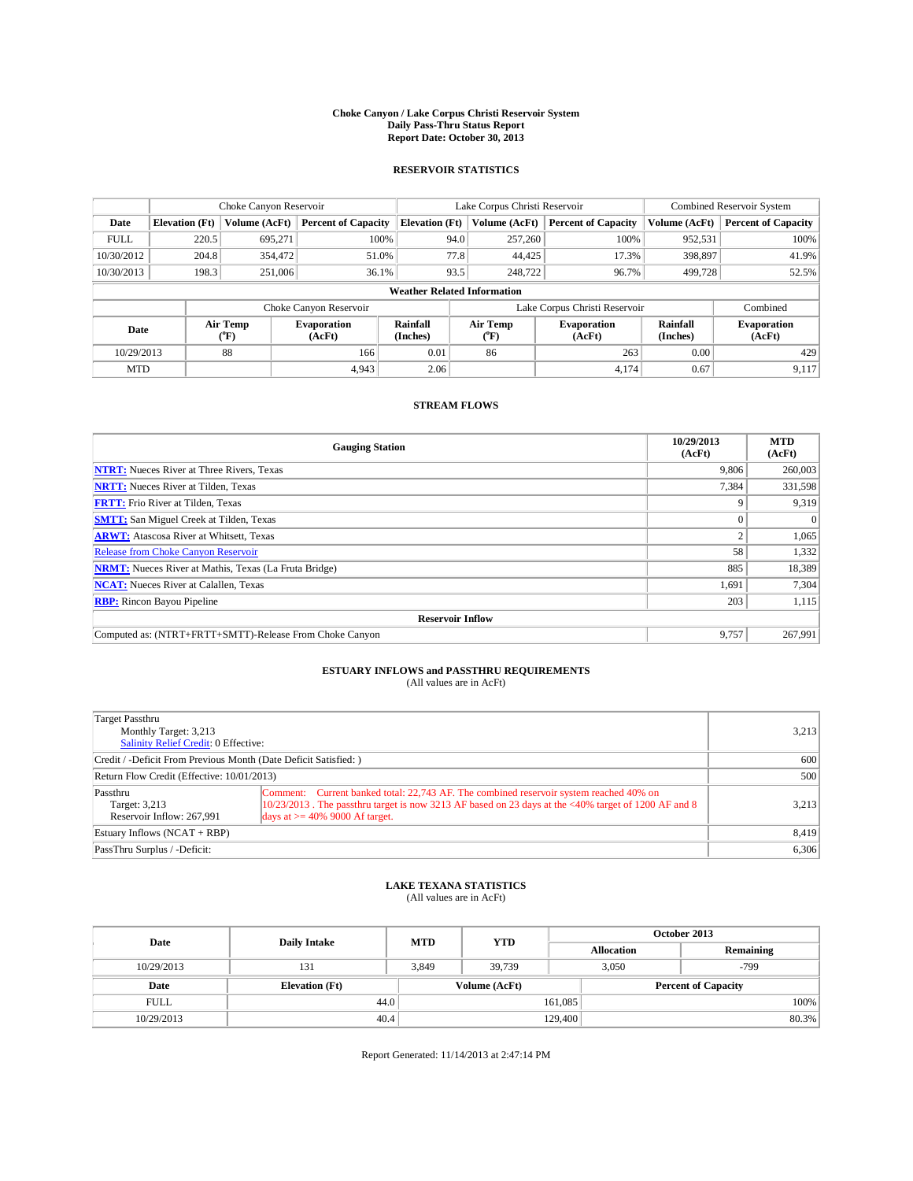**Choke Canyon / Lake Corpus Christi Reservoir System**
**Daily Pass-Thru Status Report**
**Report Date: October 30, 2013**

## RESERVOIR STATISTICS

| | Choke Canyon Reservoir | | | Lake Corpus Christi Reservoir | | | Combined Reservoir System | |
|---|---|---|---|---|---|---|---|---|
| Date | Elevation (Ft) | Volume (AcFt) | Percent of Capacity | Elevation (Ft) | Volume (AcFt) | Percent of Capacity | Volume (AcFt) | Percent of Capacity |
| FULL | 220.5 | 695,271 | 100% | 94.0 | 257,260 | 100% | 952,531 | 100% |
| 10/30/2012 | 204.8 | 354,472 | 51.0% | 77.8 | 44,425 | 17.3% | 398,897 | 41.9% |
| 10/30/2013 | 198.3 | 251,006 | 36.1% | 93.5 | 248,722 | 96.7% | 499,728 | 52.5% |

**Weather Related Information**

| | Choke Canyon Reservoir | | | Lake Corpus Christi Reservoir | | | Combined |
|---|---|---|---|---|---|---|---|
| Date | Air Temp (°F) | Evaporation (AcFt) | Rainfall (Inches) | Air Temp (°F) | Evaporation (AcFt) | Rainfall (Inches) | Evaporation (AcFt) |
| 10/29/2013 | 88 | 166 | 0.01 | 86 | 263 | 0.00 | 429 |
| MTD | | 4,943 | 2.06 | | 4,174 | 0.67 | 9,117 |

## STREAM FLOWS

| Gauging Station | 10/29/2013 (AcFt) | MTD (AcFt) |
|---|---|---|
| NTRT: Nueces River at Three Rivers, Texas | 9,806 | 260,003 |
| NRTT: Nueces River at Tilden, Texas | 7,384 | 331,598 |
| FRTT: Frio River at Tilden, Texas | 9 | 9,319 |
| SMTT: San Miguel Creek at Tilden, Texas | 0 | 0 |
| ARWT: Atascosa River at Whitsett, Texas | 2 | 1,065 |
| Release from Choke Canyon Reservoir | 58 | 1,332 |
| NRMT: Nueces River at Mathis, Texas (La Fruta Bridge) | 885 | 18,389 |
| NCAT: Nueces River at Calallen, Texas | 1,691 | 7,304 |
| RBP: Rincon Bayou Pipeline | 203 | 1,115 |
| **Reservoir Inflow** | | |
| Computed as: (NTRT+FRTT+SMTT)-Release From Choke Canyon | 9,757 | 267,991 |

## ESTUARY INFLOWS and PASSTHRU REQUIREMENTS
(All values are in AcFt)

| | | |
|---|---|---|
| Target Passthru<br>Monthly Target: 3,213<br>Salinity Relief Credit: 0 Effective: | | 3,213 |
| Credit / -Deficit From Previous Month (Date Deficit Satisfied: ) | | 600 |
| Return Flow Credit (Effective: 10/01/2013) | | 500 |
| Passthru<br>Target: 3,213<br>Reservoir Inflow: 267,991 | Comment: Current banked total: 22,743 AF. The combined reservoir system reached 40% on 10/23/2013 . The passthru target is now 3213 AF based on 23 days at the <40% target of 1200 AF and 8 days at >= 40% 9000 Af target. | 3,213 |
| Estuary Inflows (NCAT + RBP) | | 8,419 |
| PassThru Surplus / -Deficit: | | 6,306 |

## LAKE TEXANA STATISTICS
(All values are in AcFt)

| Date | Daily Intake | MTD | YTD | October 2013 Allocation | October 2013 Remaining |
|---|---|---|---|---|---|
| 10/29/2013 | 131 | 3,849 | 39,739 | 3,050 | -799 |

| Date | Elevation (Ft) | Volume (AcFt) | Percent of Capacity |
|---|---|---|---|
| FULL | 44.0 | 161,085 | 100% |
| 10/29/2013 | 40.4 | 129,400 | 80.3% |

Report Generated: 11/14/2013 at 2:47:14 PM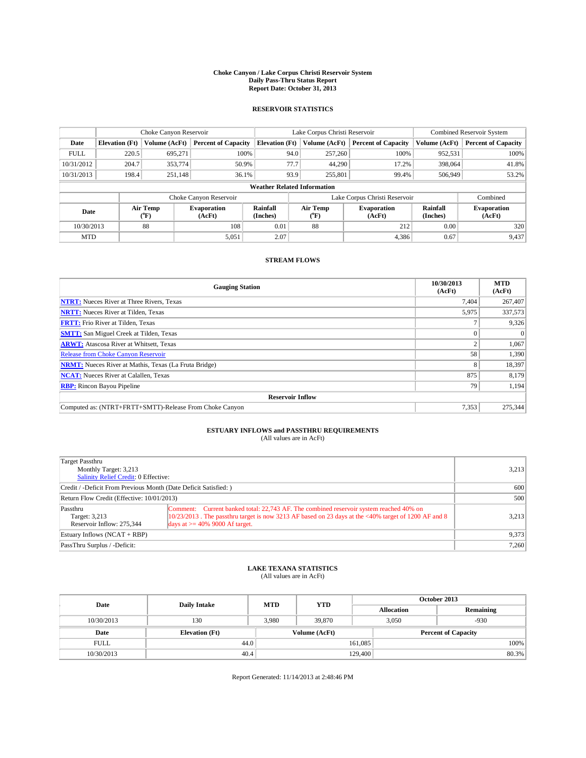**Choke Canyon / Lake Corpus Christi Reservoir System**
**Daily Pass-Thru Status Report**
**Report Date: October 31, 2013**

## RESERVOIR STATISTICS

| | Choke Canyon Reservoir | | | Lake Corpus Christi Reservoir | | | Combined Reservoir System | |
|---|---|---|---|---|---|---|---|---|
| **Date** | **Elevation (Ft)** | **Volume (AcFt)** | **Percent of Capacity** | **Elevation (Ft)** | **Volume (AcFt)** | **Percent of Capacity** | **Volume (AcFt)** | **Percent of Capacity** |
| FULL | 220.5 | 695,271 | 100% | 94.0 | 257,260 | 100% | 952,531 | 100% |
| 10/31/2012 | 204.7 | 353,774 | 50.9% | 77.7 | 44,290 | 17.2% | 398,064 | 41.8% |
| 10/31/2013 | 198.4 | 251,148 | 36.1% | 93.9 | 255,801 | 99.4% | 506,949 | 53.2% |

**Weather Related Information**

| | Choke Canyon Reservoir | | | Lake Corpus Christi Reservoir | | | Combined |
|---|---|---|---|---|---|---|---|
| **Date** | **Air Temp (°F)** | **Evaporation (AcFt)** | **Rainfall (Inches)** | **Air Temp (°F)** | **Evaporation (AcFt)** | **Rainfall (Inches)** | **Evaporation (AcFt)** |
| 10/30/2013 | 88 | 108 | 0.01 | 88 | 212 | 0.00 | 320 |
| MTD | | 5,051 | 2.07 | | 4,386 | 0.67 | 9,437 |

## STREAM FLOWS

| Gauging Station | 10/30/2013 (AcFt) | MTD (AcFt) |
|---|---|---|
| **NTRT:** Nueces River at Three Rivers, Texas | 7,404 | 267,407 |
| **NRTT:** Nueces River at Tilden, Texas | 5,975 | 337,573 |
| **FRTT:** Frio River at Tilden, Texas | 7 | 9,326 |
| **SMTT:** San Miguel Creek at Tilden, Texas | 0 | 0 |
| **ARWT:** Atascosa River at Whitsett, Texas | 2 | 1,067 |
| Release from Choke Canyon Reservoir | 58 | 1,390 |
| **NRMT:** Nueces River at Mathis, Texas (La Fruta Bridge) | 8 | 18,397 |
| **NCAT:** Nueces River at Calallen, Texas | 875 | 8,179 |
| **RBP:** Rincon Bayou Pipeline | 79 | 1,194 |
| **Reservoir Inflow** | | |
| Computed as: (NTRT+FRTT+SMTT)-Release From Choke Canyon | 7,353 | 275,344 |

## ESTUARY INFLOWS and PASSTHRU REQUIREMENTS
(All values are in AcFt)

| | | |
|---|---|---|
| Target Passthru<br>Monthly Target: 3,213<br>Salinity Relief Credit: 0 Effective: | | 3,213 |
| Credit / -Deficit From Previous Month (Date Deficit Satisfied: ) | | 600 |
| Return Flow Credit (Effective: 10/01/2013) | | 500 |
| Passthru<br>Target: 3,213<br>Reservoir Inflow: 275,344 | Comment: Current banked total: 22,743 AF. The combined reservoir system reached 40% on 10/23/2013 . The passthru target is now 3213 AF based on 23 days at the <40% target of 1200 AF and 8 days at >= 40% 9000 Af target. | 3,213 |
| Estuary Inflows (NCAT + RBP) | | 9,373 |
| PassThru Surplus / -Deficit: | | 7,260 |

## LAKE TEXANA STATISTICS
(All values are in AcFt)

| Date | Daily Intake | MTD | YTD | October 2013 Allocation | October 2013 Remaining |
|---|---|---|---|---|---|
| 10/30/2013 | 130 | 3,980 | 39,870 | 3,050 | -930 |

| Date | Elevation (Ft) | Volume (AcFt) | Percent of Capacity |
|---|---|---|---|
| FULL | 44.0 | 161,085 | 100% |
| 10/30/2013 | 40.4 | 129,400 | 80.3% |

Report Generated: 11/14/2013 at 2:48:46 PM